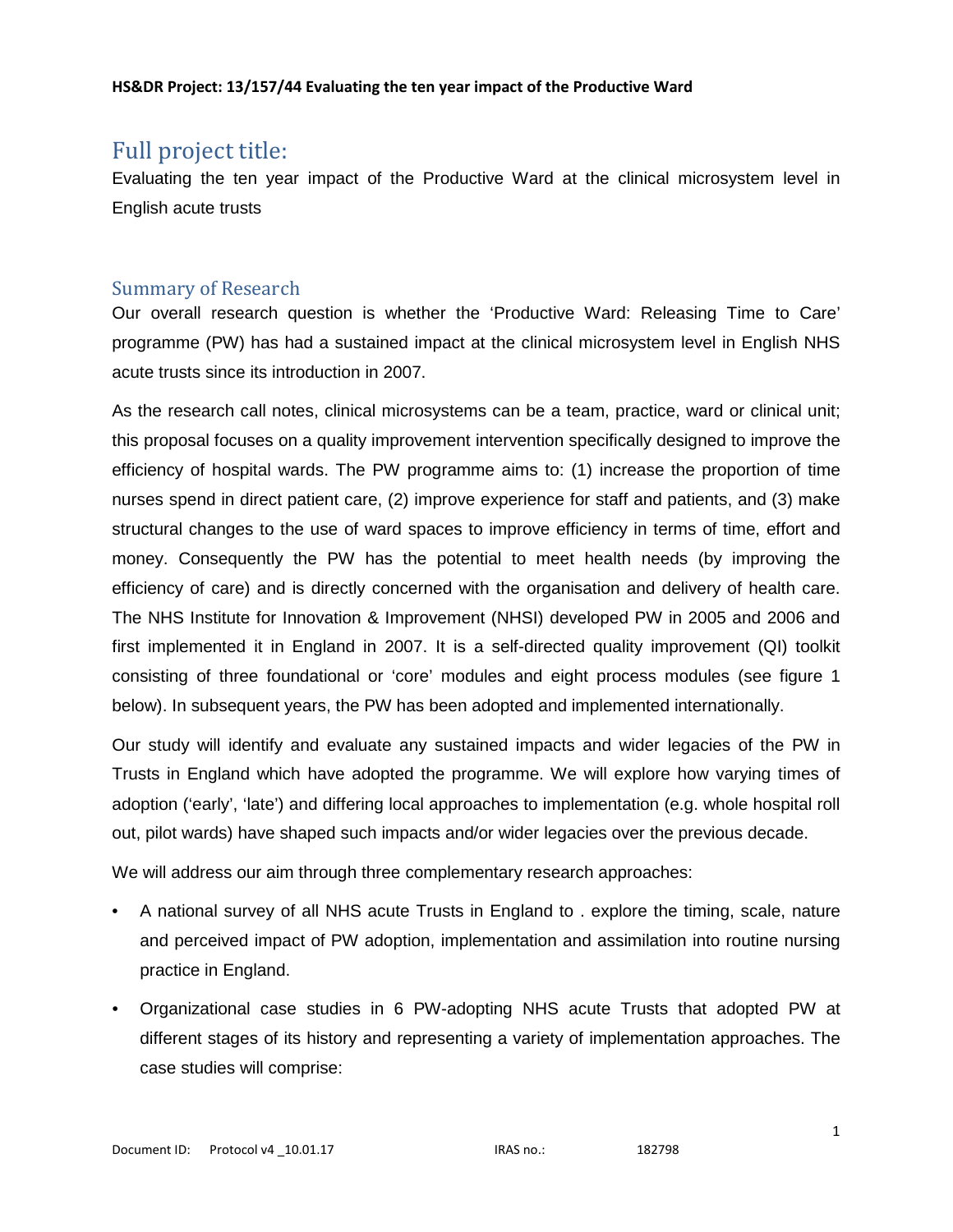# Full project title:

Evaluating the ten year impact of the Productive Ward at the clinical microsystem level in English acute trusts

## Summary of Research

Our overall research question is whether the 'Productive Ward: Releasing Time to Care' programme (PW) has had a sustained impact at the clinical microsystem level in English NHS acute trusts since its introduction in 2007.

As the research call notes, clinical microsystems can be a team, practice, ward or clinical unit; this proposal focuses on a quality improvement intervention specifically designed to improve the efficiency of hospital wards. The PW programme aims to: (1) increase the proportion of time nurses spend in direct patient care, (2) improve experience for staff and patients, and (3) make structural changes to the use of ward spaces to improve efficiency in terms of time, effort and money. Consequently the PW has the potential to meet health needs (by improving the efficiency of care) and is directly concerned with the organisation and delivery of health care. The NHS Institute for Innovation & Improvement (NHSI) developed PW in 2005 and 2006 and first implemented it in England in 2007. It is a self-directed quality improvement (QI) toolkit consisting of three foundational or 'core' modules and eight process modules (see figure 1 below). In subsequent years, the PW has been adopted and implemented internationally.

Our study will identify and evaluate any sustained impacts and wider legacies of the PW in Trusts in England which have adopted the programme. We will explore how varying times of adoption ('early', 'late') and differing local approaches to implementation (e.g. whole hospital roll out, pilot wards) have shaped such impacts and/or wider legacies over the previous decade.

We will address our aim through three complementary research approaches:

- A national survey of all NHS acute Trusts in England to . explore the timing, scale, nature and perceived impact of PW adoption, implementation and assimilation into routine nursing practice in England.
- Organizational case studies in 6 PW-adopting NHS acute Trusts that adopted PW at different stages of its history and representing a variety of implementation approaches. The case studies will comprise: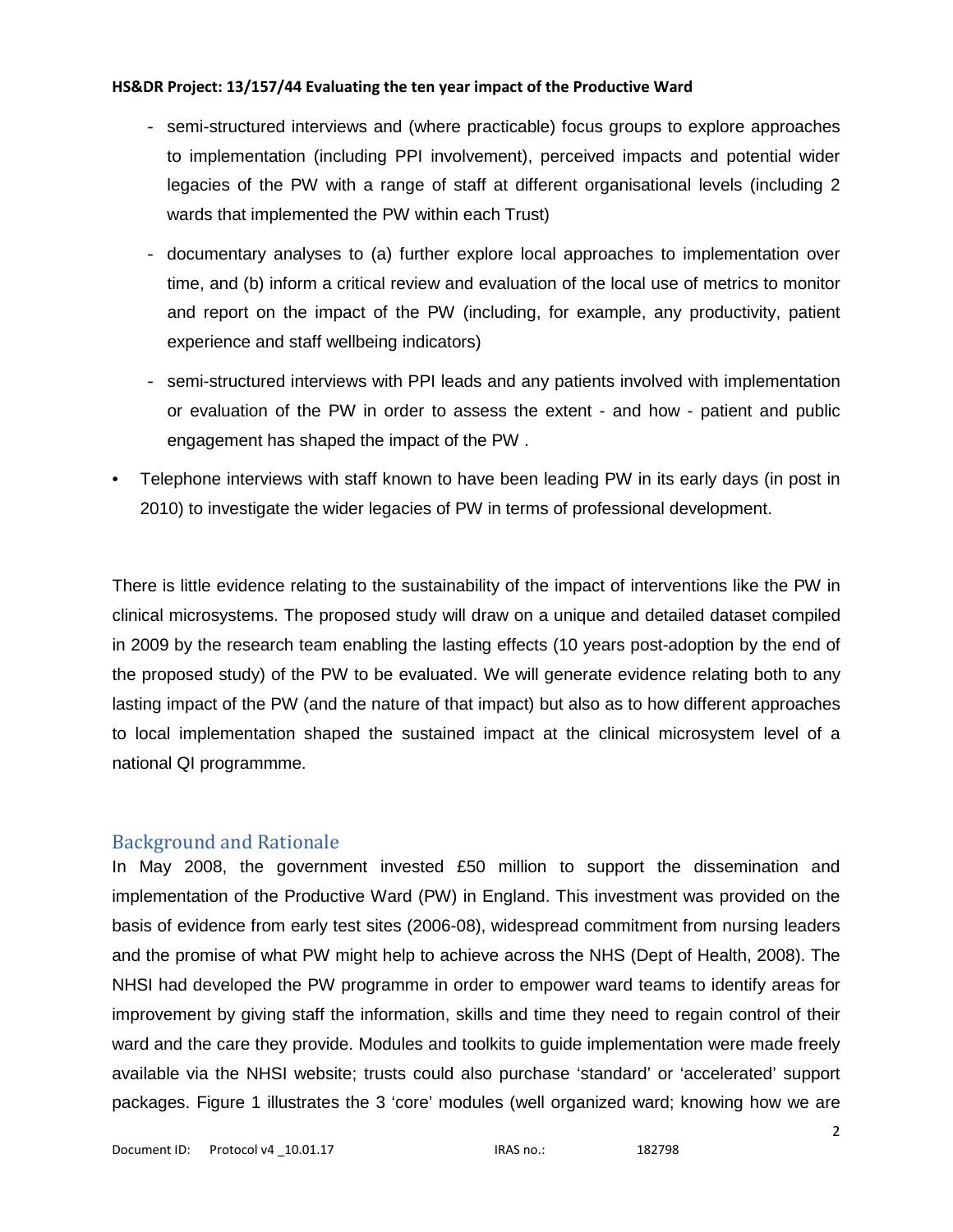- semi-structured interviews and (where practicable) focus groups to explore approaches to implementation (including PPI involvement), perceived impacts and potential wider legacies of the PW with a range of staff at different organisational levels (including 2 wards that implemented the PW within each Trust)
- documentary analyses to (a) further explore local approaches to implementation over time, and (b) inform a critical review and evaluation of the local use of metrics to monitor and report on the impact of the PW (including, for example, any productivity, patient experience and staff wellbeing indicators)
- semi-structured interviews with PPI leads and any patients involved with implementation or evaluation of the PW in order to assess the extent - and how - patient and public engagement has shaped the impact of the PW .

• Telephone interviews with staff known to have been leading PW in its early days (in post in 2010) to investigate the wider legacies of PW in terms of professional development.

There is little evidence relating to the sustainability of the impact of interventions like the PW in clinical microsystems. The proposed study will draw on a unique and detailed dataset compiled in 2009 by the research team enabling the lasting effects (10 years post-adoption by the end of the proposed study) of the PW to be evaluated. We will generate evidence relating both to any lasting impact of the PW (and the nature of that impact) but also as to how different approaches to local implementation shaped the sustained impact at the clinical microsystem level of a national QI programmme.

## Background and Rationale

In May 2008, the government invested £50 million to support the dissemination and implementation of the Productive Ward (PW) in England. This investment was provided on the basis of evidence from early test sites (2006-08), widespread commitment from nursing leaders and the promise of what PW might help to achieve across the NHS (Dept of Health, 2008). The NHSI had developed the PW programme in order to empower ward teams to identify areas for improvement by giving staff the information, skills and time they need to regain control of their ward and the care they provide. Modules and toolkits to guide implementation were made freely available via the NHSI website; trusts could also purchase 'standard' or 'accelerated' support packages. Figure 1 illustrates the 3 'core' modules (well organized ward; knowing how we are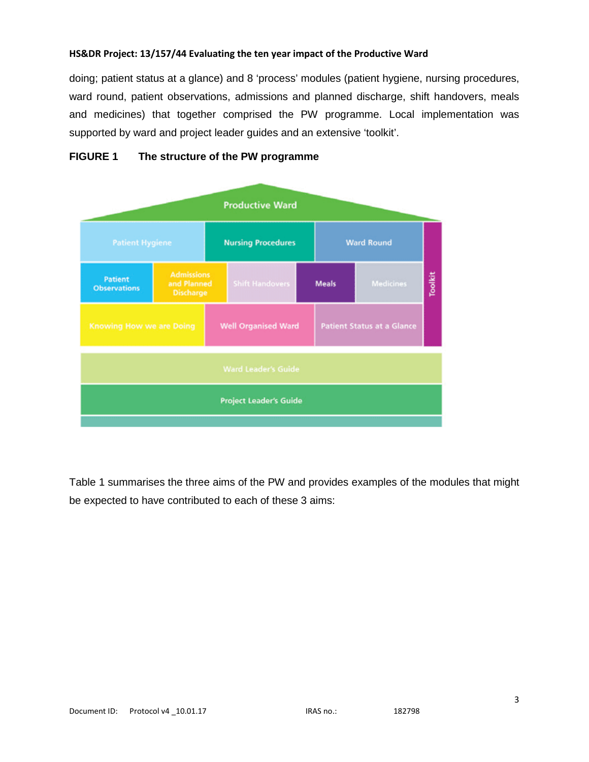doing; patient status at a glance) and 8 'process' modules (patient hygiene, nursing procedures, ward round, patient observations, admissions and planned discharge, shift handovers, meals and medicines) that together comprised the PW programme. Local implementation was supported by ward and project leader guides and an extensive 'toolkit'.

**FIGURE 1 The structure of the PW programme**

Table 1 summarises the three aims of the PW and provides examples of the modules that might be expected to have contributed to each of these 3 aims: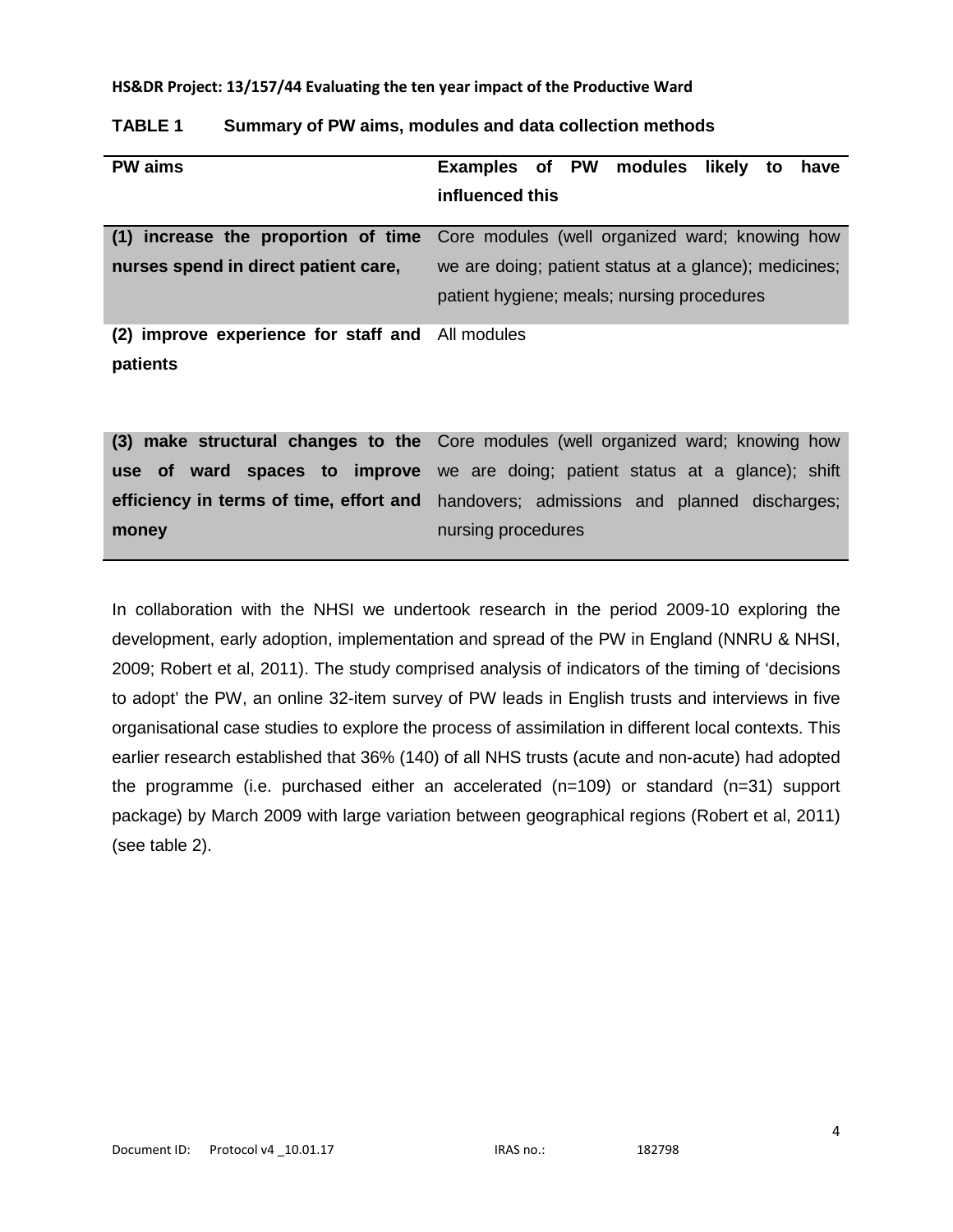**TABLE 1 Summary of PW aims, modules and data collection methods**

| PW aims | Examples of PW modules likely to have influenced this |
|---|---|
| **(1) increase the proportion of time nurses spend in direct patient care,** | Core modules (well organized ward; knowing how we are doing; patient status at a glance); medicines; patient hygiene; meals; nursing procedures |
| **(2) improve experience for staff and patients** | All modules |
| **(3) make structural changes to the use of ward spaces to improve efficiency in terms of time, effort and money** | Core modules (well organized ward; knowing how we are doing; patient status at a glance); shift handovers; admissions and planned discharges; nursing procedures |

In collaboration with the NHSI we undertook research in the period 2009-10 exploring the development, early adoption, implementation and spread of the PW in England (NNRU & NHSI, 2009; Robert et al, 2011). The study comprised analysis of indicators of the timing of 'decisions to adopt' the PW, an online 32-item survey of PW leads in English trusts and interviews in five organisational case studies to explore the process of assimilation in different local contexts. This earlier research established that 36% (140) of all NHS trusts (acute and non-acute) had adopted the programme (i.e. purchased either an accelerated (n=109) or standard (n=31) support package) by March 2009 with large variation between geographical regions (Robert et al, 2011) (see table 2).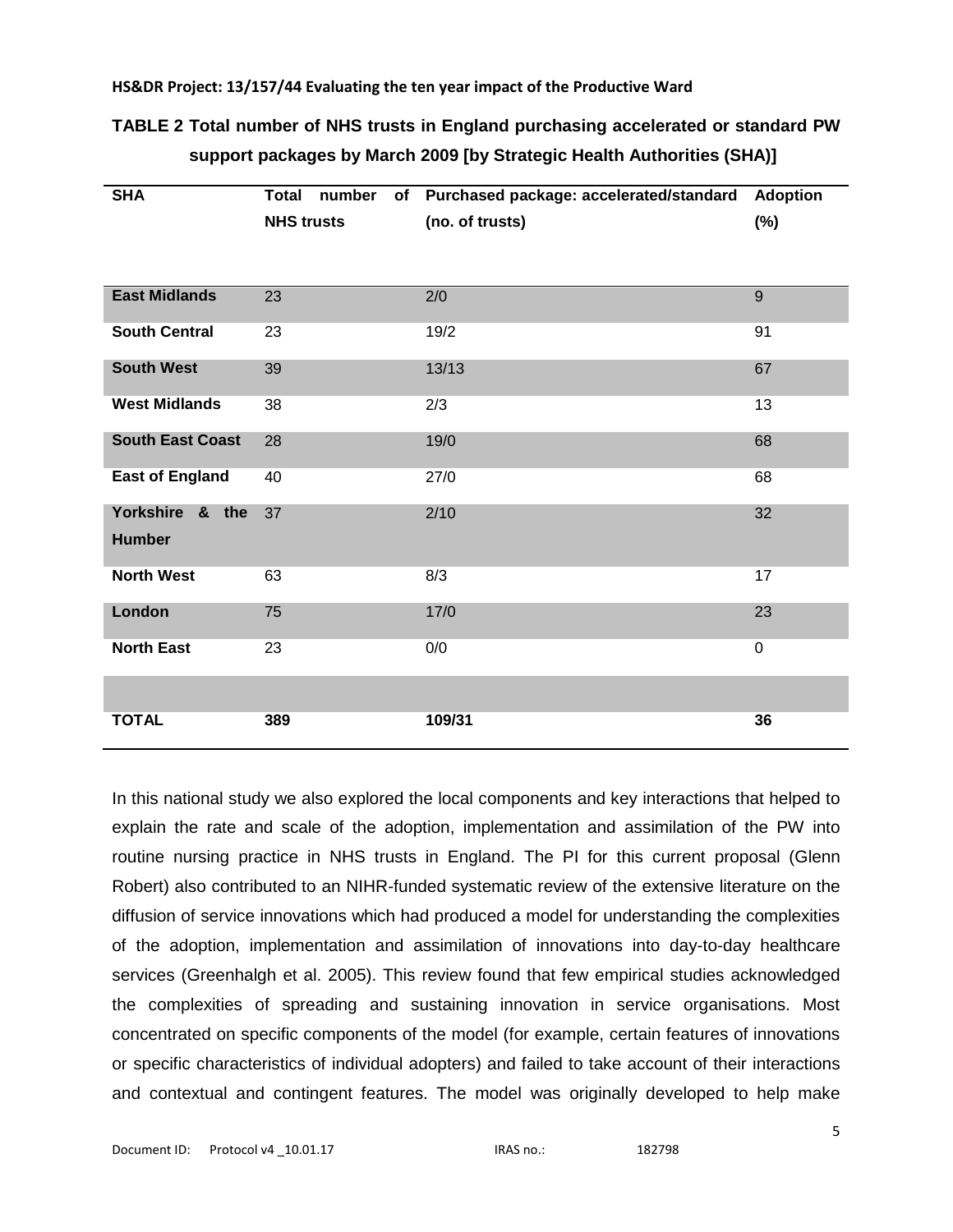**TABLE 2 Total number of NHS trusts in England purchasing accelerated or standard PW support packages by March 2009 [by Strategic Health Authorities (SHA)]**

| SHA | Total number of NHS trusts | Purchased package: accelerated/standard (no. of trusts) | Adoption (%) |
|---|---|---|---|
| **East Midlands** | 23 | 2/0 | 9 |
| **South Central** | 23 | 19/2 | 91 |
| **South West** | 39 | 13/13 | 67 |
| **West Midlands** | 38 | 2/3 | 13 |
| **South East Coast** | 28 | 19/0 | 68 |
| **East of England** | 40 | 27/0 | 68 |
| **Yorkshire & the Humber** | 37 | 2/10 | 32 |
| **North West** | 63 | 8/3 | 17 |
| **London** | 75 | 17/0 | 23 |
| **North East** | 23 | 0/0 | 0 |
| | | | |
| **TOTAL** | **389** | **109/31** | **36** |

In this national study we also explored the local components and key interactions that helped to explain the rate and scale of the adoption, implementation and assimilation of the PW into routine nursing practice in NHS trusts in England. The PI for this current proposal (Glenn Robert) also contributed to an NIHR-funded systematic review of the extensive literature on the diffusion of service innovations which had produced a model for understanding the complexities of the adoption, implementation and assimilation of innovations into day-to-day healthcare services (Greenhalgh et al. 2005). This review found that few empirical studies acknowledged the complexities of spreading and sustaining innovation in service organisations. Most concentrated on specific components of the model (for example, certain features of innovations or specific characteristics of individual adopters) and failed to take account of their interactions and contextual and contingent features. The model was originally developed to help make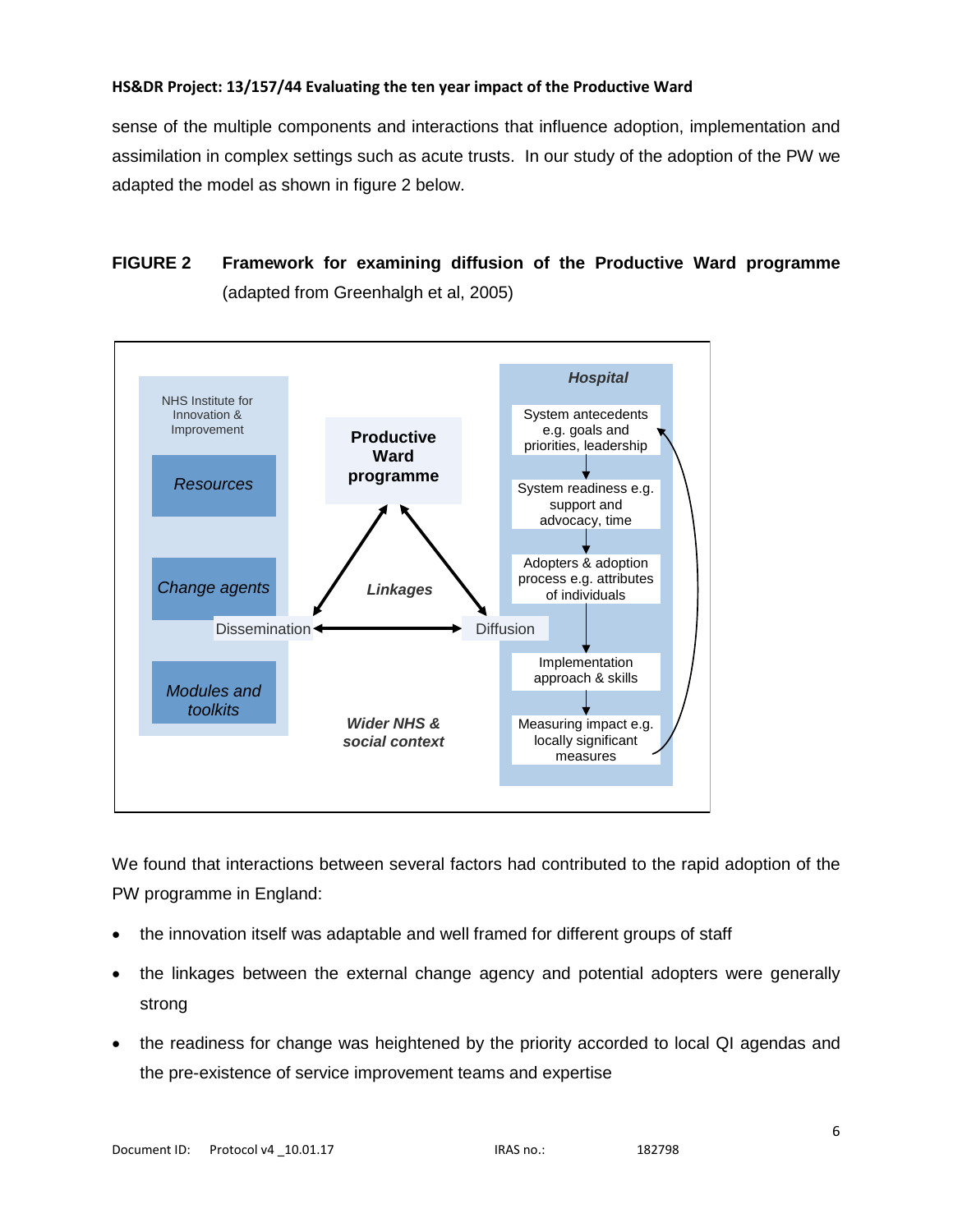sense of the multiple components and interactions that influence adoption, implementation and assimilation in complex settings such as acute trusts. In our study of the adoption of the PW we adapted the model as shown in figure 2 below.

**FIGURE 2 Framework for examining diffusion of the Productive Ward programme** (adapted from Greenhalgh et al, 2005)

NHS Institute for Innovation & Improvement

*Resources*

*Change agents*

*Modules and toolkits*

**Productive Ward programme**

***Linkages***

Dissemination

Diffusion

***Wider NHS & social context***

***Hospital***

System antecedents e.g. goals and priorities, leadership

System readiness e.g. support and advocacy, time

Adopters & adoption process e.g. attributes of individuals

Implementation approach & skills

Measuring impact e.g. locally significant measures

We found that interactions between several factors had contributed to the rapid adoption of the PW programme in England:

- the innovation itself was adaptable and well framed for different groups of staff
- the linkages between the external change agency and potential adopters were generally strong
- the readiness for change was heightened by the priority accorded to local QI agendas and the pre-existence of service improvement teams and expertise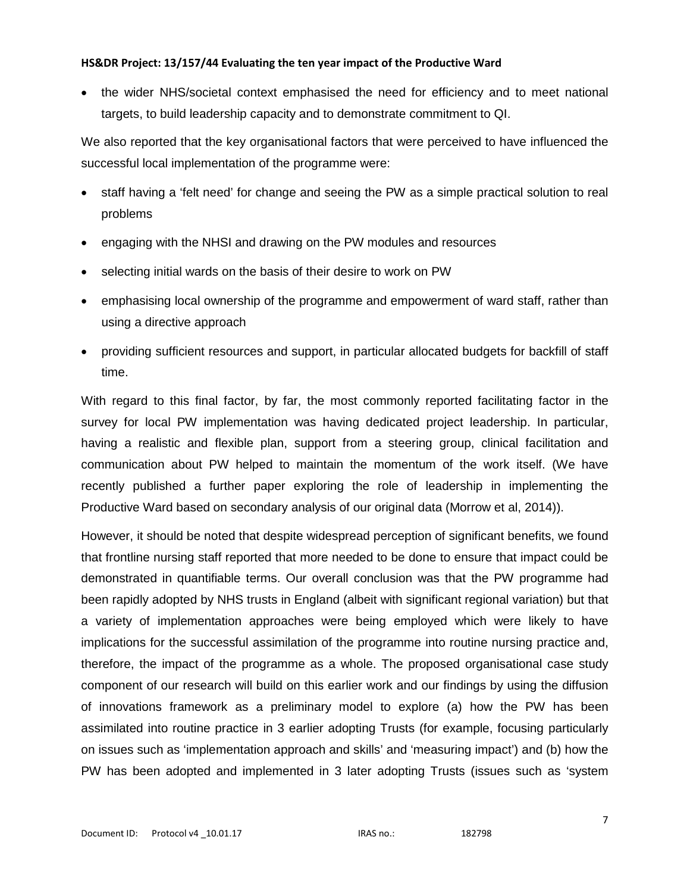- the wider NHS/societal context emphasised the need for efficiency and to meet national targets, to build leadership capacity and to demonstrate commitment to QI.

We also reported that the key organisational factors that were perceived to have influenced the successful local implementation of the programme were:

- staff having a 'felt need' for change and seeing the PW as a simple practical solution to real problems
- engaging with the NHSI and drawing on the PW modules and resources
- selecting initial wards on the basis of their desire to work on PW
- emphasising local ownership of the programme and empowerment of ward staff, rather than using a directive approach
- providing sufficient resources and support, in particular allocated budgets for backfill of staff time.

With regard to this final factor, by far, the most commonly reported facilitating factor in the survey for local PW implementation was having dedicated project leadership. In particular, having a realistic and flexible plan, support from a steering group, clinical facilitation and communication about PW helped to maintain the momentum of the work itself. (We have recently published a further paper exploring the role of leadership in implementing the Productive Ward based on secondary analysis of our original data (Morrow et al, 2014)).

However, it should be noted that despite widespread perception of significant benefits, we found that frontline nursing staff reported that more needed to be done to ensure that impact could be demonstrated in quantifiable terms. Our overall conclusion was that the PW programme had been rapidly adopted by NHS trusts in England (albeit with significant regional variation) but that a variety of implementation approaches were being employed which were likely to have implications for the successful assimilation of the programme into routine nursing practice and, therefore, the impact of the programme as a whole. The proposed organisational case study component of our research will build on this earlier work and our findings by using the diffusion of innovations framework as a preliminary model to explore (a) how the PW has been assimilated into routine practice in 3 earlier adopting Trusts (for example, focusing particularly on issues such as 'implementation approach and skills' and 'measuring impact') and (b) how the PW has been adopted and implemented in 3 later adopting Trusts (issues such as 'system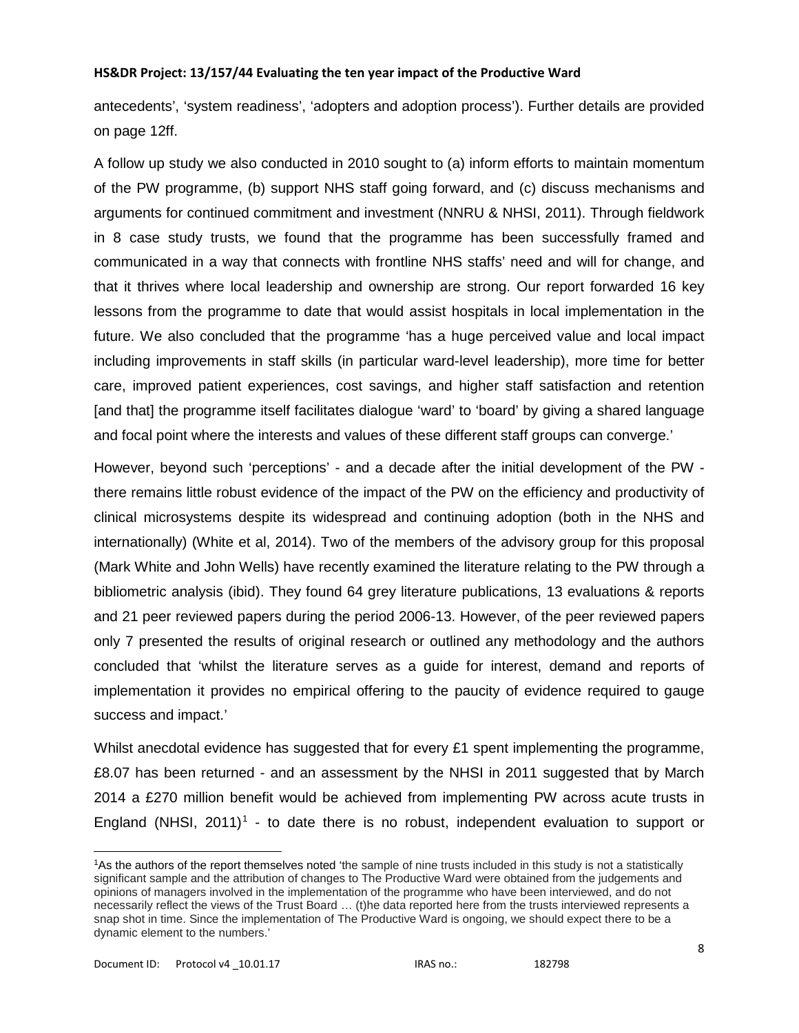antecedents', 'system readiness', 'adopters and adoption process'). Further details are provided on page 12ff.

A follow up study we also conducted in 2010 sought to (a) inform efforts to maintain momentum of the PW programme, (b) support NHS staff going forward, and (c) discuss mechanisms and arguments for continued commitment and investment (NNRU & NHSI, 2011). Through fieldwork in 8 case study trusts, we found that the programme has been successfully framed and communicated in a way that connects with frontline NHS staffs' need and will for change, and that it thrives where local leadership and ownership are strong. Our report forwarded 16 key lessons from the programme to date that would assist hospitals in local implementation in the future. We also concluded that the programme 'has a huge perceived value and local impact including improvements in staff skills (in particular ward-level leadership), more time for better care, improved patient experiences, cost savings, and higher staff satisfaction and retention [and that] the programme itself facilitates dialogue 'ward' to 'board' by giving a shared language and focal point where the interests and values of these different staff groups can converge.'

However, beyond such 'perceptions' - and a decade after the initial development of the PW - there remains little robust evidence of the impact of the PW on the efficiency and productivity of clinical microsystems despite its widespread and continuing adoption (both in the NHS and internationally) (White et al, 2014). Two of the members of the advisory group for this proposal (Mark White and John Wells) have recently examined the literature relating to the PW through a bibliometric analysis (ibid). They found 64 grey literature publications, 13 evaluations & reports and 21 peer reviewed papers during the period 2006-13. However, of the peer reviewed papers only 7 presented the results of original research or outlined any methodology and the authors concluded that 'whilst the literature serves as a guide for interest, demand and reports of implementation it provides no empirical offering to the paucity of evidence required to gauge success and impact.'

Whilst anecdotal evidence has suggested that for every £1 spent implementing the programme, £8.07 has been returned - and an assessment by the NHSI in 2011 suggested that by March 2014 a £270 million benefit would be achieved from implementing PW across acute trusts in England (NHSI, 2011)[1] - to date there is no robust, independent evaluation to support or

[1]As the authors of the report themselves noted 'the sample of nine trusts included in this study is not a statistically significant sample and the attribution of changes to The Productive Ward were obtained from the judgements and opinions of managers involved in the implementation of the programme who have been interviewed, and do not necessarily reflect the views of the Trust Board … (t)he data reported here from the trusts interviewed represents a snap shot in time. Since the implementation of The Productive Ward is ongoing, we should expect there to be a dynamic element to the numbers.'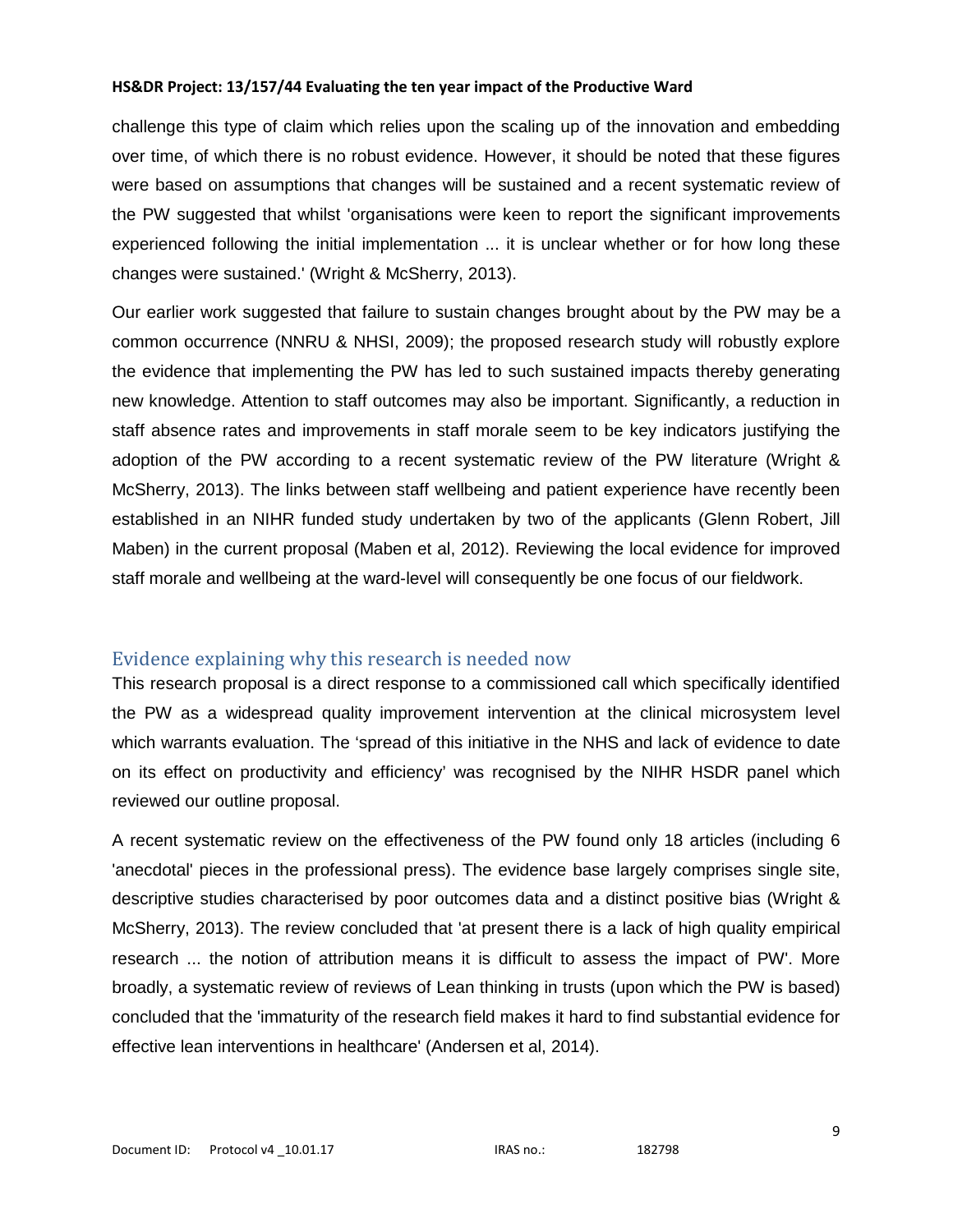challenge this type of claim which relies upon the scaling up of the innovation and embedding over time, of which there is no robust evidence. However, it should be noted that these figures were based on assumptions that changes will be sustained and a recent systematic review of the PW suggested that whilst 'organisations were keen to report the significant improvements experienced following the initial implementation ... it is unclear whether or for how long these changes were sustained.' (Wright & McSherry, 2013).

Our earlier work suggested that failure to sustain changes brought about by the PW may be a common occurrence (NNRU & NHSI, 2009); the proposed research study will robustly explore the evidence that implementing the PW has led to such sustained impacts thereby generating new knowledge. Attention to staff outcomes may also be important. Significantly, a reduction in staff absence rates and improvements in staff morale seem to be key indicators justifying the adoption of the PW according to a recent systematic review of the PW literature (Wright & McSherry, 2013). The links between staff wellbeing and patient experience have recently been established in an NIHR funded study undertaken by two of the applicants (Glenn Robert, Jill Maben) in the current proposal (Maben et al, 2012). Reviewing the local evidence for improved staff morale and wellbeing at the ward-level will consequently be one focus of our fieldwork.

## Evidence explaining why this research is needed now

This research proposal is a direct response to a commissioned call which specifically identified the PW as a widespread quality improvement intervention at the clinical microsystem level which warrants evaluation. The 'spread of this initiative in the NHS and lack of evidence to date on its effect on productivity and efficiency' was recognised by the NIHR HSDR panel which reviewed our outline proposal.

A recent systematic review on the effectiveness of the PW found only 18 articles (including 6 'anecdotal' pieces in the professional press). The evidence base largely comprises single site, descriptive studies characterised by poor outcomes data and a distinct positive bias (Wright & McSherry, 2013). The review concluded that 'at present there is a lack of high quality empirical research ... the notion of attribution means it is difficult to assess the impact of PW'. More broadly, a systematic review of reviews of Lean thinking in trusts (upon which the PW is based) concluded that the 'immaturity of the research field makes it hard to find substantial evidence for effective lean interventions in healthcare' (Andersen et al, 2014).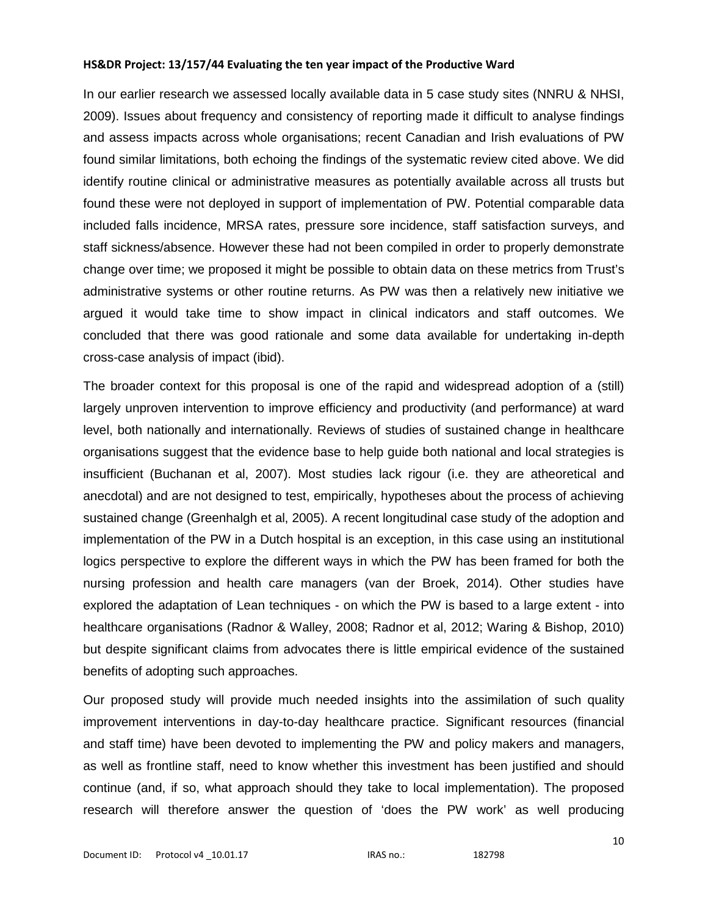In our earlier research we assessed locally available data in 5 case study sites (NNRU & NHSI, 2009). Issues about frequency and consistency of reporting made it difficult to analyse findings and assess impacts across whole organisations; recent Canadian and Irish evaluations of PW found similar limitations, both echoing the findings of the systematic review cited above. We did identify routine clinical or administrative measures as potentially available across all trusts but found these were not deployed in support of implementation of PW. Potential comparable data included falls incidence, MRSA rates, pressure sore incidence, staff satisfaction surveys, and staff sickness/absence. However these had not been compiled in order to properly demonstrate change over time; we proposed it might be possible to obtain data on these metrics from Trust's administrative systems or other routine returns. As PW was then a relatively new initiative we argued it would take time to show impact in clinical indicators and staff outcomes. We concluded that there was good rationale and some data available for undertaking in-depth cross-case analysis of impact (ibid).

The broader context for this proposal is one of the rapid and widespread adoption of a (still) largely unproven intervention to improve efficiency and productivity (and performance) at ward level, both nationally and internationally. Reviews of studies of sustained change in healthcare organisations suggest that the evidence base to help guide both national and local strategies is insufficient (Buchanan et al, 2007). Most studies lack rigour (i.e. they are atheoretical and anecdotal) and are not designed to test, empirically, hypotheses about the process of achieving sustained change (Greenhalgh et al, 2005). A recent longitudinal case study of the adoption and implementation of the PW in a Dutch hospital is an exception, in this case using an institutional logics perspective to explore the different ways in which the PW has been framed for both the nursing profession and health care managers (van der Broek, 2014). Other studies have explored the adaptation of Lean techniques - on which the PW is based to a large extent - into healthcare organisations (Radnor & Walley, 2008; Radnor et al, 2012; Waring & Bishop, 2010) but despite significant claims from advocates there is little empirical evidence of the sustained benefits of adopting such approaches.

Our proposed study will provide much needed insights into the assimilation of such quality improvement interventions in day-to-day healthcare practice. Significant resources (financial and staff time) have been devoted to implementing the PW and policy makers and managers, as well as frontline staff, need to know whether this investment has been justified and should continue (and, if so, what approach should they take to local implementation). The proposed research will therefore answer the question of 'does the PW work' as well producing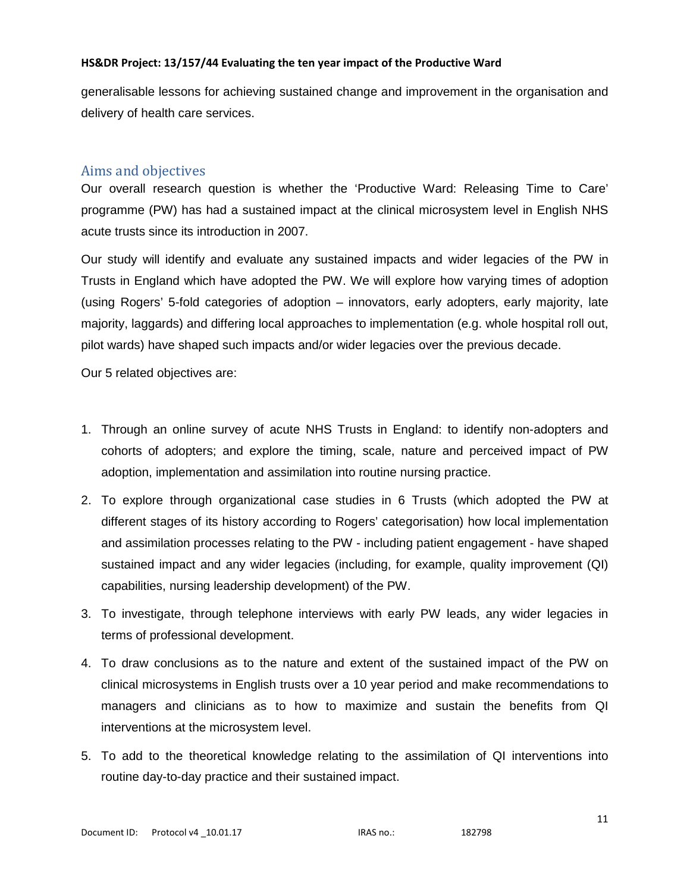generalisable lessons for achieving sustained change and improvement in the organisation and delivery of health care services.

## Aims and objectives

Our overall research question is whether the 'Productive Ward: Releasing Time to Care' programme (PW) has had a sustained impact at the clinical microsystem level in English NHS acute trusts since its introduction in 2007.

Our study will identify and evaluate any sustained impacts and wider legacies of the PW in Trusts in England which have adopted the PW. We will explore how varying times of adoption (using Rogers' 5-fold categories of adoption – innovators, early adopters, early majority, late majority, laggards) and differing local approaches to implementation (e.g. whole hospital roll out, pilot wards) have shaped such impacts and/or wider legacies over the previous decade.

Our 5 related objectives are:

1. Through an online survey of acute NHS Trusts in England: to identify non-adopters and cohorts of adopters; and explore the timing, scale, nature and perceived impact of PW adoption, implementation and assimilation into routine nursing practice.
2. To explore through organizational case studies in 6 Trusts (which adopted the PW at different stages of its history according to Rogers' categorisation) how local implementation and assimilation processes relating to the PW - including patient engagement - have shaped sustained impact and any wider legacies (including, for example, quality improvement (QI) capabilities, nursing leadership development) of the PW.
3. To investigate, through telephone interviews with early PW leads, any wider legacies in terms of professional development.
4. To draw conclusions as to the nature and extent of the sustained impact of the PW on clinical microsystems in English trusts over a 10 year period and make recommendations to managers and clinicians as to how to maximize and sustain the benefits from QI interventions at the microsystem level.
5. To add to the theoretical knowledge relating to the assimilation of QI interventions into routine day-to-day practice and their sustained impact.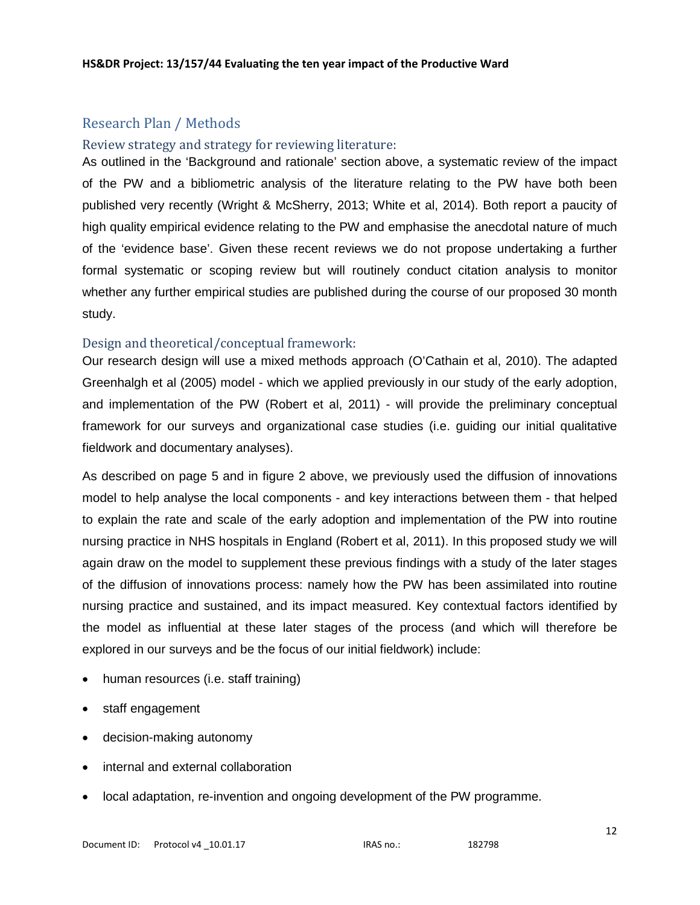## Research Plan / Methods

### Review strategy and strategy for reviewing literature:

As outlined in the 'Background and rationale' section above, a systematic review of the impact of the PW and a bibliometric analysis of the literature relating to the PW have both been published very recently (Wright & McSherry, 2013; White et al, 2014). Both report a paucity of high quality empirical evidence relating to the PW and emphasise the anecdotal nature of much of the 'evidence base'. Given these recent reviews we do not propose undertaking a further formal systematic or scoping review but will routinely conduct citation analysis to monitor whether any further empirical studies are published during the course of our proposed 30 month study.

### Design and theoretical/conceptual framework:

Our research design will use a mixed methods approach (O'Cathain et al, 2010). The adapted Greenhalgh et al (2005) model - which we applied previously in our study of the early adoption, and implementation of the PW (Robert et al, 2011) - will provide the preliminary conceptual framework for our surveys and organizational case studies (i.e. guiding our initial qualitative fieldwork and documentary analyses).

As described on page 5 and in figure 2 above, we previously used the diffusion of innovations model to help analyse the local components - and key interactions between them - that helped to explain the rate and scale of the early adoption and implementation of the PW into routine nursing practice in NHS hospitals in England (Robert et al, 2011). In this proposed study we will again draw on the model to supplement these previous findings with a study of the later stages of the diffusion of innovations process: namely how the PW has been assimilated into routine nursing practice and sustained, and its impact measured. Key contextual factors identified by the model as influential at these later stages of the process (and which will therefore be explored in our surveys and be the focus of our initial fieldwork) include:

- human resources (i.e. staff training)
- staff engagement
- decision-making autonomy
- internal and external collaboration
- local adaptation, re-invention and ongoing development of the PW programme.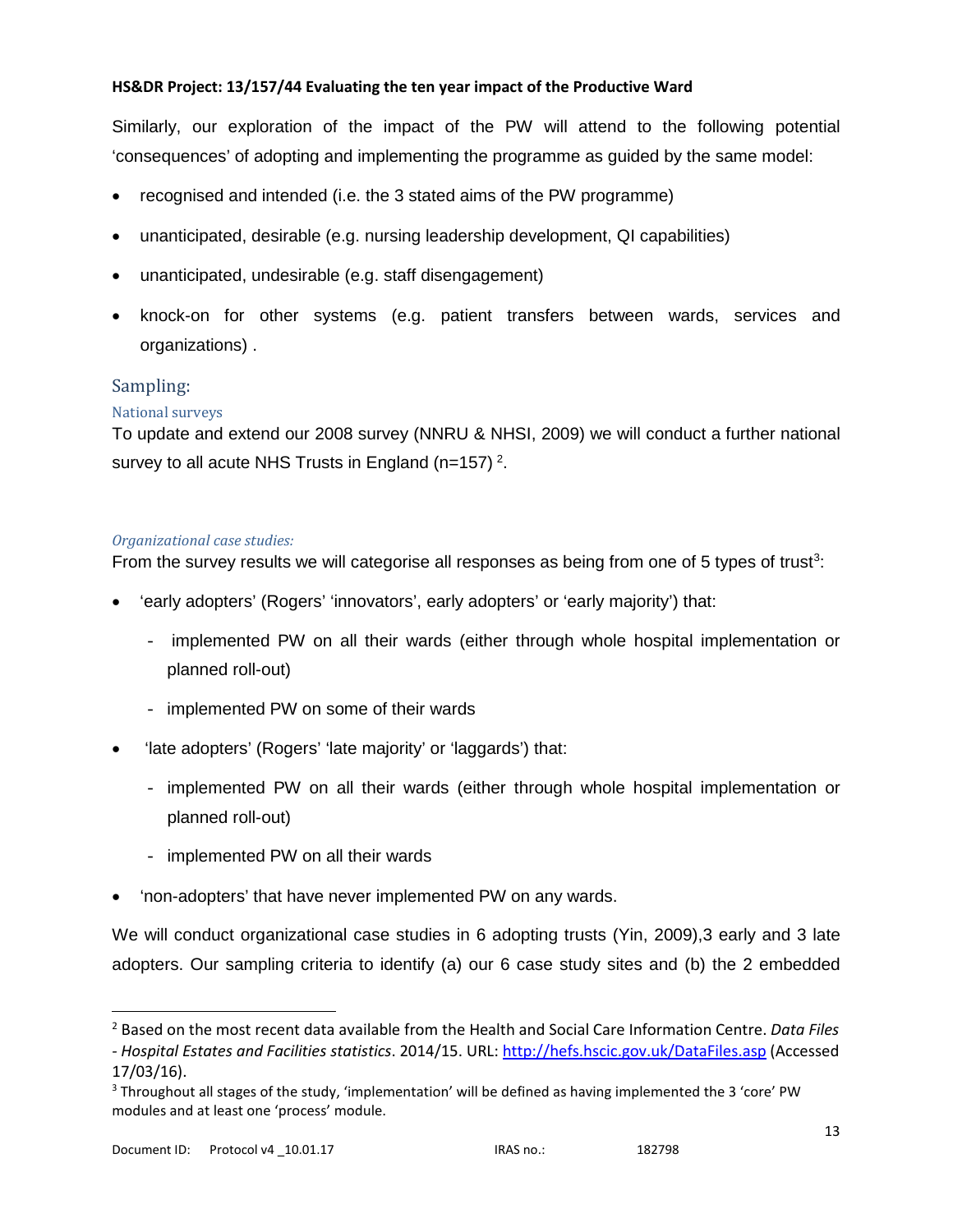Similarly, our exploration of the impact of the PW will attend to the following potential 'consequences' of adopting and implementing the programme as guided by the same model:

- recognised and intended (i.e. the 3 stated aims of the PW programme)
- unanticipated, desirable (e.g. nursing leadership development, QI capabilities)
- unanticipated, undesirable (e.g. staff disengagement)
- knock-on for other systems (e.g. patient transfers between wards, services and organizations) .

## Sampling:

### National surveys

To update and extend our 2008 survey (NNRU & NHSI, 2009) we will conduct a further national survey to all acute NHS Trusts in England (n=157) [2].

### *Organizational case studies:*

From the survey results we will categorise all responses as being from one of 5 types of trust[3]:

- 'early adopters' (Rogers' 'innovators', early adopters' or 'early majority') that:
  - implemented PW on all their wards (either through whole hospital implementation or planned roll-out)
  - implemented PW on some of their wards
- 'late adopters' (Rogers' 'late majority' or 'laggards') that:
  - implemented PW on all their wards (either through whole hospital implementation or planned roll-out)
  - implemented PW on all their wards
- 'non-adopters' that have never implemented PW on any wards.

We will conduct organizational case studies in 6 adopting trusts (Yin, 2009),3 early and 3 late adopters. Our sampling criteria to identify (a) our 6 case study sites and (b) the 2 embedded

---

[2] Based on the most recent data available from the Health and Social Care Information Centre. *Data Files - Hospital Estates and Facilities statistics*. 2014/15. URL: http://hefs.hscic.gov.uk/DataFiles.asp (Accessed 17/03/16).

[3] Throughout all stages of the study, 'implementation' will be defined as having implemented the 3 'core' PW modules and at least one 'process' module.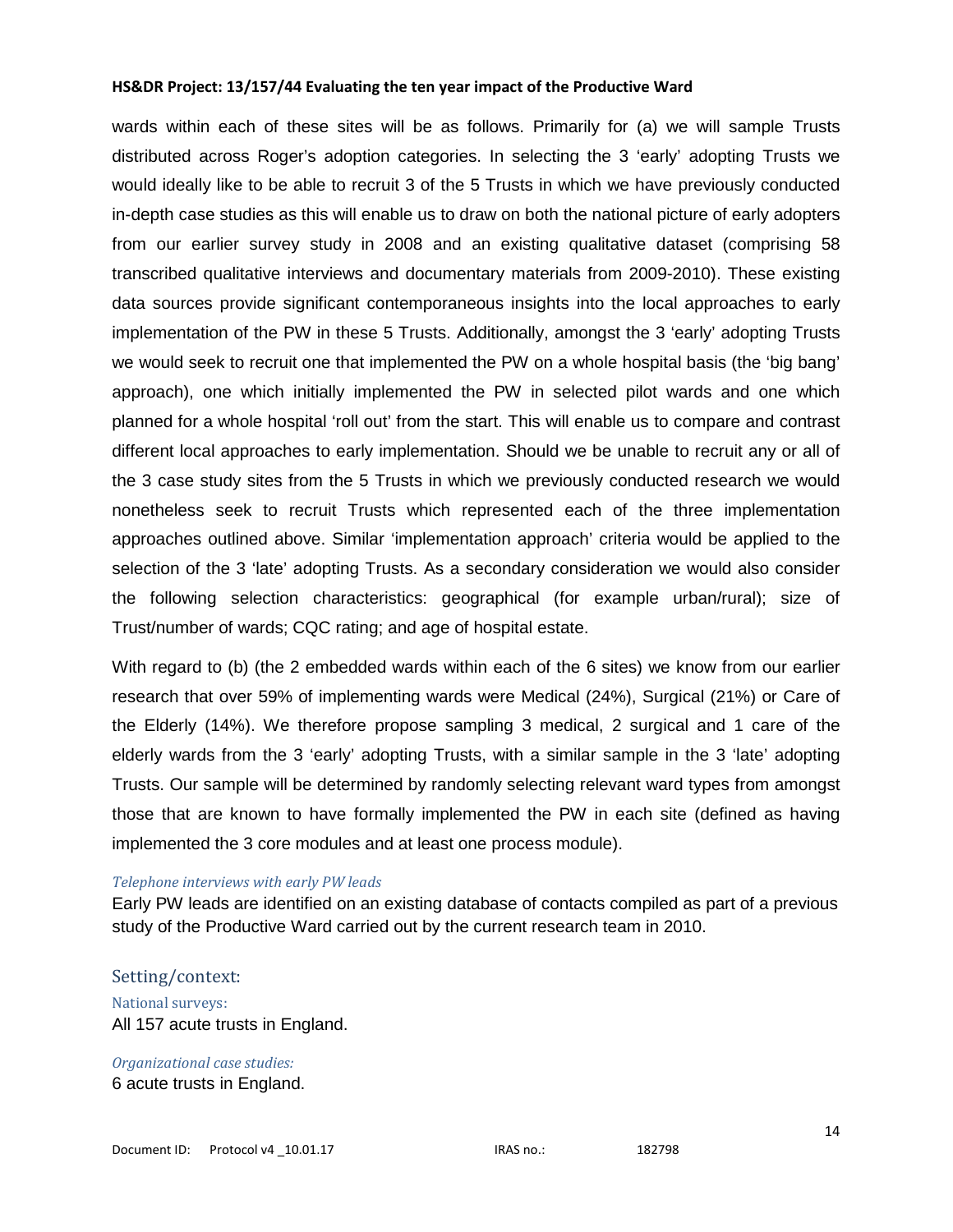wards within each of these sites will be as follows. Primarily for (a) we will sample Trusts distributed across Roger's adoption categories. In selecting the 3 'early' adopting Trusts we would ideally like to be able to recruit 3 of the 5 Trusts in which we have previously conducted in-depth case studies as this will enable us to draw on both the national picture of early adopters from our earlier survey study in 2008 and an existing qualitative dataset (comprising 58 transcribed qualitative interviews and documentary materials from 2009-2010). These existing data sources provide significant contemporaneous insights into the local approaches to early implementation of the PW in these 5 Trusts. Additionally, amongst the 3 'early' adopting Trusts we would seek to recruit one that implemented the PW on a whole hospital basis (the 'big bang' approach), one which initially implemented the PW in selected pilot wards and one which planned for a whole hospital 'roll out' from the start. This will enable us to compare and contrast different local approaches to early implementation. Should we be unable to recruit any or all of the 3 case study sites from the 5 Trusts in which we previously conducted research we would nonetheless seek to recruit Trusts which represented each of the three implementation approaches outlined above. Similar 'implementation approach' criteria would be applied to the selection of the 3 'late' adopting Trusts. As a secondary consideration we would also consider the following selection characteristics: geographical (for example urban/rural); size of Trust/number of wards; CQC rating; and age of hospital estate.

With regard to (b) (the 2 embedded wards within each of the 6 sites) we know from our earlier research that over 59% of implementing wards were Medical (24%), Surgical (21%) or Care of the Elderly (14%). We therefore propose sampling 3 medical, 2 surgical and 1 care of the elderly wards from the 3 'early' adopting Trusts, with a similar sample in the 3 'late' adopting Trusts. Our sample will be determined by randomly selecting relevant ward types from amongst those that are known to have formally implemented the PW in each site (defined as having implemented the 3 core modules and at least one process module).

*Telephone interviews with early PW leads*

Early PW leads are identified on an existing database of contacts compiled as part of a previous study of the Productive Ward carried out by the current research team in 2010.

## Setting/context:

### National surveys:

All 157 acute trusts in England.

*Organizational case studies:*

6 acute trusts in England.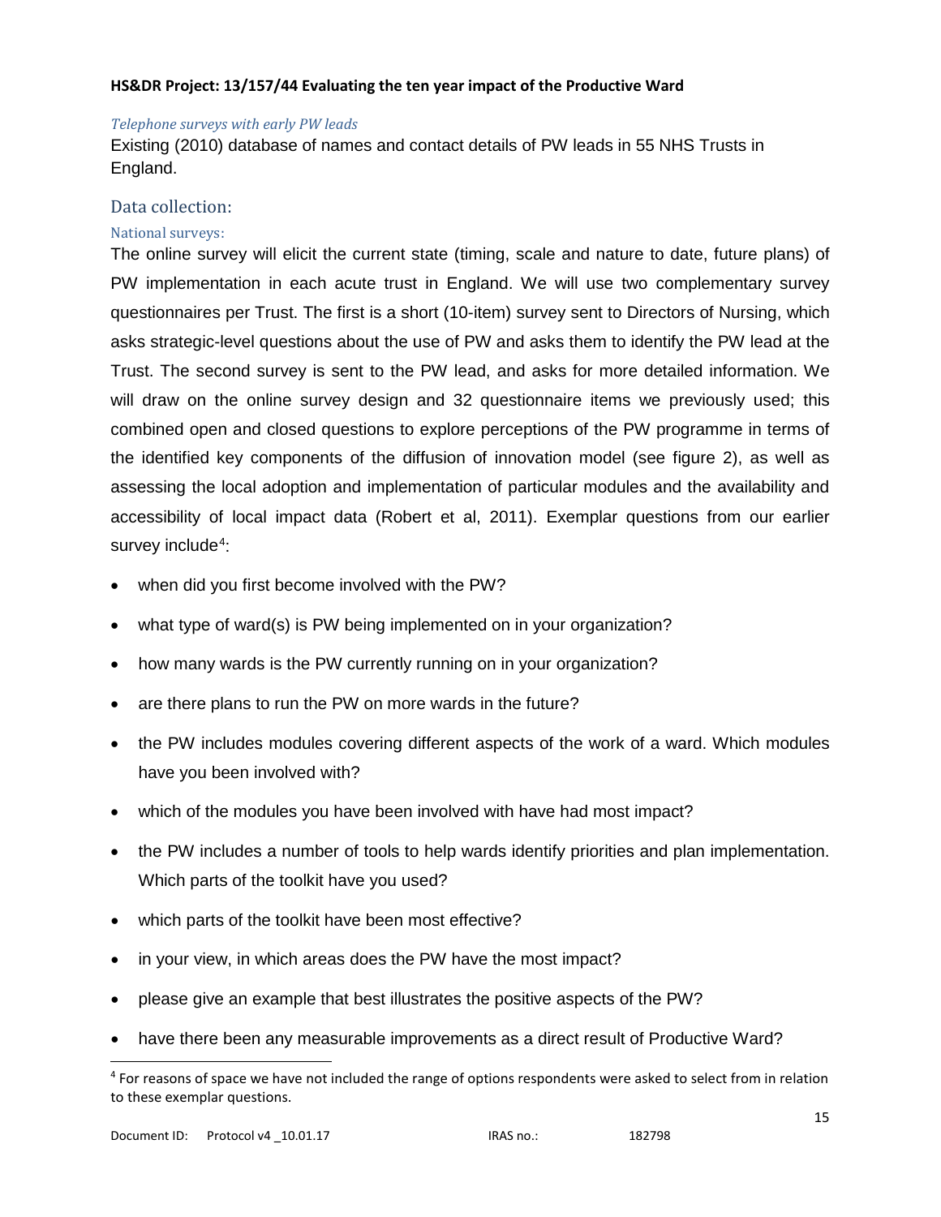*Telephone surveys with early PW leads*

Existing (2010) database of names and contact details of PW leads in 55 NHS Trusts in England.

## Data collection:

### National surveys:

The online survey will elicit the current state (timing, scale and nature to date, future plans) of PW implementation in each acute trust in England. We will use two complementary survey questionnaires per Trust. The first is a short (10-item) survey sent to Directors of Nursing, which asks strategic-level questions about the use of PW and asks them to identify the PW lead at the Trust. The second survey is sent to the PW lead, and asks for more detailed information. We will draw on the online survey design and 32 questionnaire items we previously used; this combined open and closed questions to explore perceptions of the PW programme in terms of the identified key components of the diffusion of innovation model (see figure 2), as well as assessing the local adoption and implementation of particular modules and the availability and accessibility of local impact data (Robert et al, 2011). Exemplar questions from our earlier survey include[4]:

- when did you first become involved with the PW?
- what type of ward(s) is PW being implemented on in your organization?
- how many wards is the PW currently running on in your organization?
- are there plans to run the PW on more wards in the future?
- the PW includes modules covering different aspects of the work of a ward. Which modules have you been involved with?
- which of the modules you have been involved with have had most impact?
- the PW includes a number of tools to help wards identify priorities and plan implementation. Which parts of the toolkit have you used?
- which parts of the toolkit have been most effective?
- in your view, in which areas does the PW have the most impact?
- please give an example that best illustrates the positive aspects of the PW?
- have there been any measurable improvements as a direct result of Productive Ward?

[4] For reasons of space we have not included the range of options respondents were asked to select from in relation to these exemplar questions.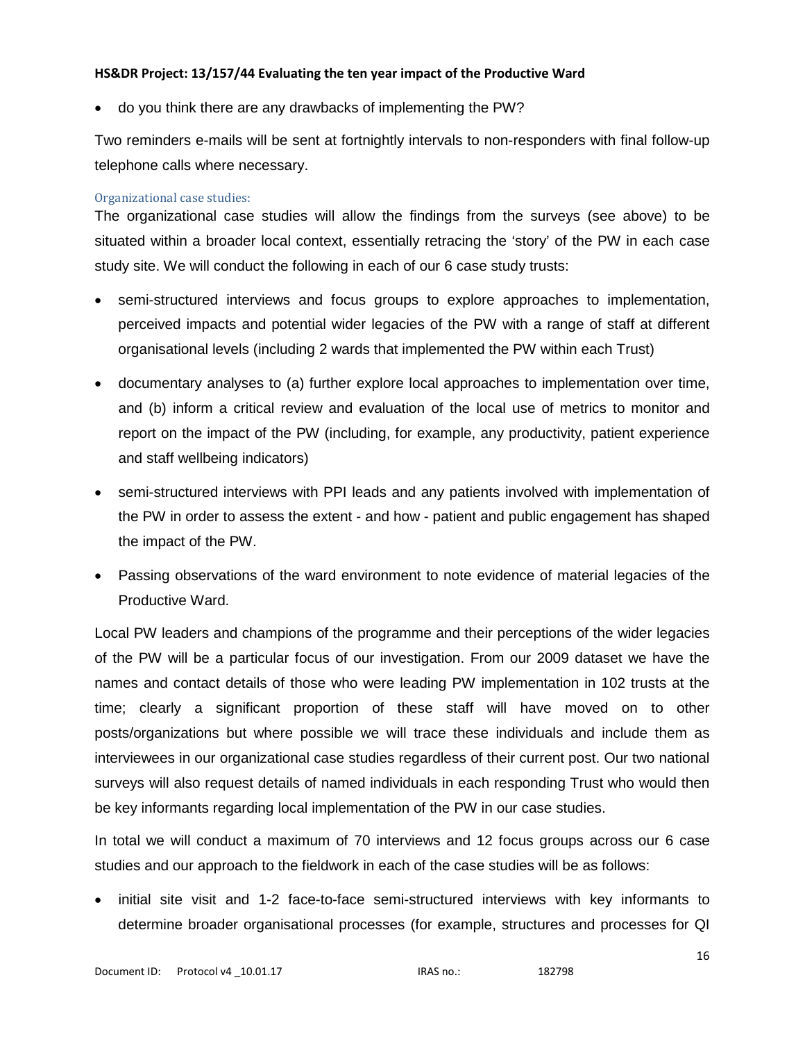- do you think there are any drawbacks of implementing the PW?

Two reminders e-mails will be sent at fortnightly intervals to non-responders with final follow-up telephone calls where necessary.

### Organizational case studies:

The organizational case studies will allow the findings from the surveys (see above) to be situated within a broader local context, essentially retracing the 'story' of the PW in each case study site. We will conduct the following in each of our 6 case study trusts:

- semi-structured interviews and focus groups to explore approaches to implementation, perceived impacts and potential wider legacies of the PW with a range of staff at different organisational levels (including 2 wards that implemented the PW within each Trust)
- documentary analyses to (a) further explore local approaches to implementation over time, and (b) inform a critical review and evaluation of the local use of metrics to monitor and report on the impact of the PW (including, for example, any productivity, patient experience and staff wellbeing indicators)
- semi-structured interviews with PPI leads and any patients involved with implementation of the PW in order to assess the extent - and how - patient and public engagement has shaped the impact of the PW.
- Passing observations of the ward environment to note evidence of material legacies of the Productive Ward.

Local PW leaders and champions of the programme and their perceptions of the wider legacies of the PW will be a particular focus of our investigation. From our 2009 dataset we have the names and contact details of those who were leading PW implementation in 102 trusts at the time; clearly a significant proportion of these staff will have moved on to other posts/organizations but where possible we will trace these individuals and include them as interviewees in our organizational case studies regardless of their current post. Our two national surveys will also request details of named individuals in each responding Trust who would then be key informants regarding local implementation of the PW in our case studies.

In total we will conduct a maximum of 70 interviews and 12 focus groups across our 6 case studies and our approach to the fieldwork in each of the case studies will be as follows:

- initial site visit and 1-2 face-to-face semi-structured interviews with key informants to determine broader organisational processes (for example, structures and processes for QI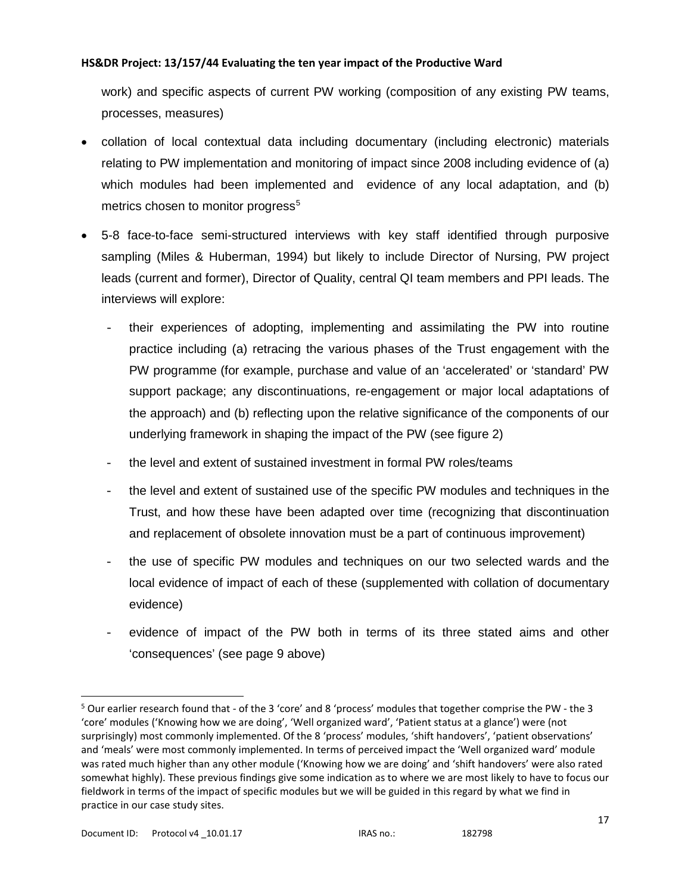work) and specific aspects of current PW working (composition of any existing PW teams, processes, measures)

- collation of local contextual data including documentary (including electronic) materials relating to PW implementation and monitoring of impact since 2008 including evidence of (a) which modules had been implemented and evidence of any local adaptation, and (b) metrics chosen to monitor progress[5]
- 5-8 face-to-face semi-structured interviews with key staff identified through purposive sampling (Miles & Huberman, 1994) but likely to include Director of Nursing, PW project leads (current and former), Director of Quality, central QI team members and PPI leads. The interviews will explore:
  - their experiences of adopting, implementing and assimilating the PW into routine practice including (a) retracing the various phases of the Trust engagement with the PW programme (for example, purchase and value of an 'accelerated' or 'standard' PW support package; any discontinuations, re-engagement or major local adaptations of the approach) and (b) reflecting upon the relative significance of the components of our underlying framework in shaping the impact of the PW (see figure 2)
  - the level and extent of sustained investment in formal PW roles/teams
  - the level and extent of sustained use of the specific PW modules and techniques in the Trust, and how these have been adapted over time (recognizing that discontinuation and replacement of obsolete innovation must be a part of continuous improvement)
  - the use of specific PW modules and techniques on our two selected wards and the local evidence of impact of each of these (supplemented with collation of documentary evidence)
  - evidence of impact of the PW both in terms of its three stated aims and other 'consequences' (see page 9 above)

[5] Our earlier research found that - of the 3 'core' and 8 'process' modules that together comprise the PW - the 3 'core' modules ('Knowing how we are doing', 'Well organized ward', 'Patient status at a glance') were (not surprisingly) most commonly implemented. Of the 8 'process' modules, 'shift handovers', 'patient observations' and 'meals' were most commonly implemented. In terms of perceived impact the 'Well organized ward' module was rated much higher than any other module ('Knowing how we are doing' and 'shift handovers' were also rated somewhat highly). These previous findings give some indication as to where we are most likely to have to focus our fieldwork in terms of the impact of specific modules but we will be guided in this regard by what we find in practice in our case study sites.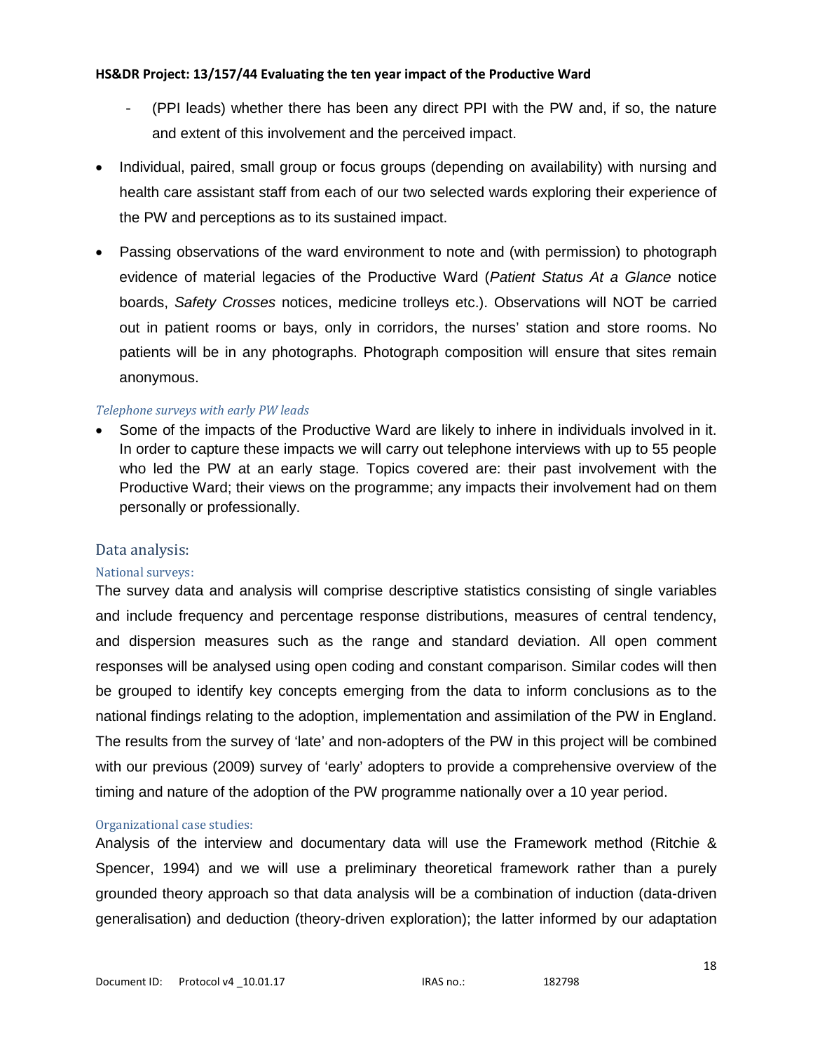- (PPI leads) whether there has been any direct PPI with the PW and, if so, the nature and extent of this involvement and the perceived impact.

- Individual, paired, small group or focus groups (depending on availability) with nursing and health care assistant staff from each of our two selected wards exploring their experience of the PW and perceptions as to its sustained impact.
- Passing observations of the ward environment to note and (with permission) to photograph evidence of material legacies of the Productive Ward (*Patient Status At a Glance* notice boards, *Safety Crosses* notices, medicine trolleys etc.). Observations will NOT be carried out in patient rooms or bays, only in corridors, the nurses' station and store rooms. No patients will be in any photographs. Photograph composition will ensure that sites remain anonymous.

#### *Telephone surveys with early PW leads*

- Some of the impacts of the Productive Ward are likely to inhere in individuals involved in it. In order to capture these impacts we will carry out telephone interviews with up to 55 people who led the PW at an early stage. Topics covered are: their past involvement with the Productive Ward; their views on the programme; any impacts their involvement had on them personally or professionally.

## Data analysis:

### National surveys:

The survey data and analysis will comprise descriptive statistics consisting of single variables and include frequency and percentage response distributions, measures of central tendency, and dispersion measures such as the range and standard deviation. All open comment responses will be analysed using open coding and constant comparison. Similar codes will then be grouped to identify key concepts emerging from the data to inform conclusions as to the national findings relating to the adoption, implementation and assimilation of the PW in England. The results from the survey of 'late' and non-adopters of the PW in this project will be combined with our previous (2009) survey of 'early' adopters to provide a comprehensive overview of the timing and nature of the adoption of the PW programme nationally over a 10 year period.

### Organizational case studies:

Analysis of the interview and documentary data will use the Framework method (Ritchie & Spencer, 1994) and we will use a preliminary theoretical framework rather than a purely grounded theory approach so that data analysis will be a combination of induction (data-driven generalisation) and deduction (theory-driven exploration); the latter informed by our adaptation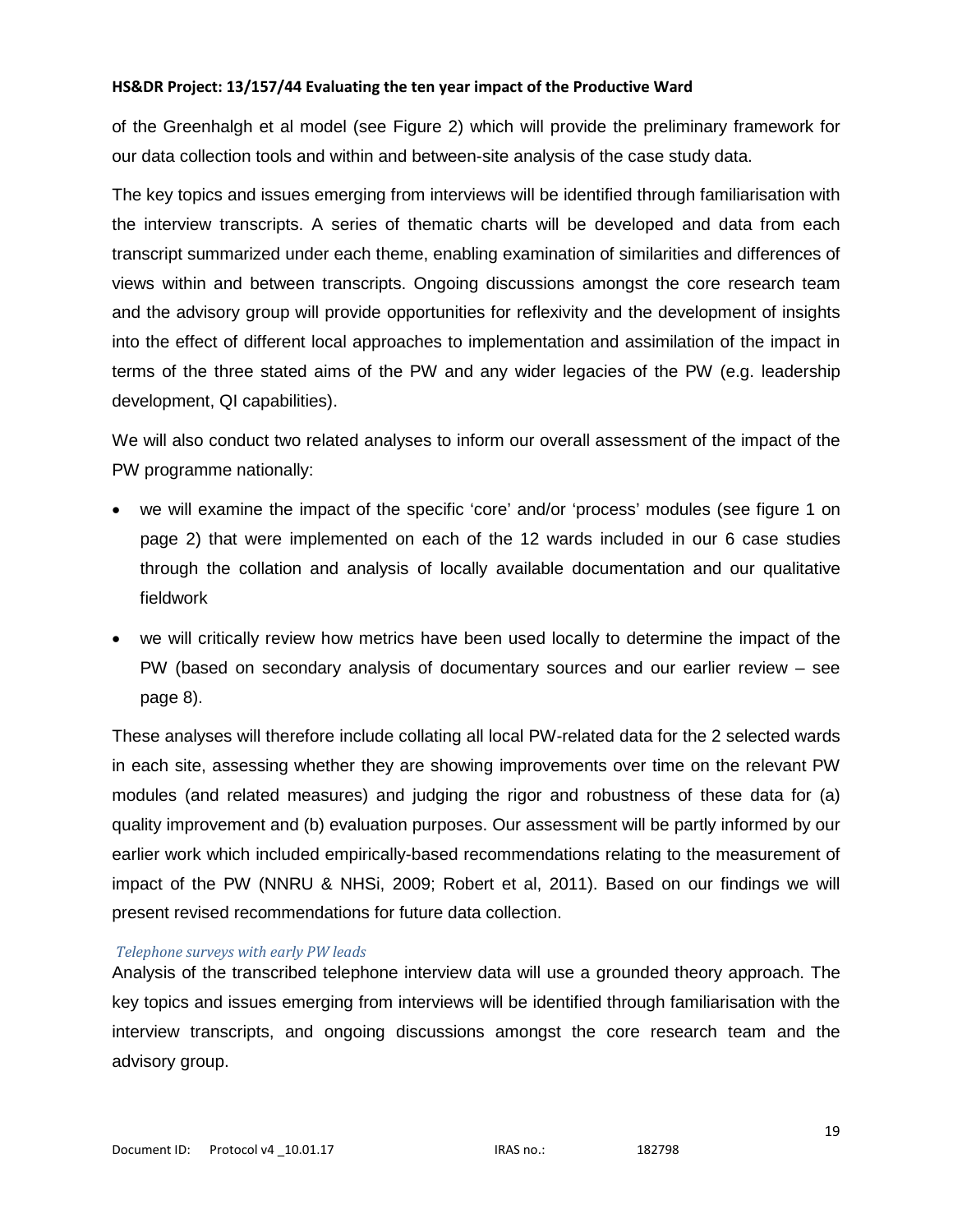of the Greenhalgh et al model (see Figure 2) which will provide the preliminary framework for our data collection tools and within and between-site analysis of the case study data.

The key topics and issues emerging from interviews will be identified through familiarisation with the interview transcripts. A series of thematic charts will be developed and data from each transcript summarized under each theme, enabling examination of similarities and differences of views within and between transcripts. Ongoing discussions amongst the core research team and the advisory group will provide opportunities for reflexivity and the development of insights into the effect of different local approaches to implementation and assimilation of the impact in terms of the three stated aims of the PW and any wider legacies of the PW (e.g. leadership development, QI capabilities).

We will also conduct two related analyses to inform our overall assessment of the impact of the PW programme nationally:

- we will examine the impact of the specific 'core' and/or 'process' modules (see figure 1 on page 2) that were implemented on each of the 12 wards included in our 6 case studies through the collation and analysis of locally available documentation and our qualitative fieldwork
- we will critically review how metrics have been used locally to determine the impact of the PW (based on secondary analysis of documentary sources and our earlier review – see page 8).

These analyses will therefore include collating all local PW-related data for the 2 selected wards in each site, assessing whether they are showing improvements over time on the relevant PW modules (and related measures) and judging the rigor and robustness of these data for (a) quality improvement and (b) evaluation purposes. Our assessment will be partly informed by our earlier work which included empirically-based recommendations relating to the measurement of impact of the PW (NNRU & NHSi, 2009; Robert et al, 2011). Based on our findings we will present revised recommendations for future data collection.

*Telephone surveys with early PW leads*

Analysis of the transcribed telephone interview data will use a grounded theory approach. The key topics and issues emerging from interviews will be identified through familiarisation with the interview transcripts, and ongoing discussions amongst the core research team and the advisory group.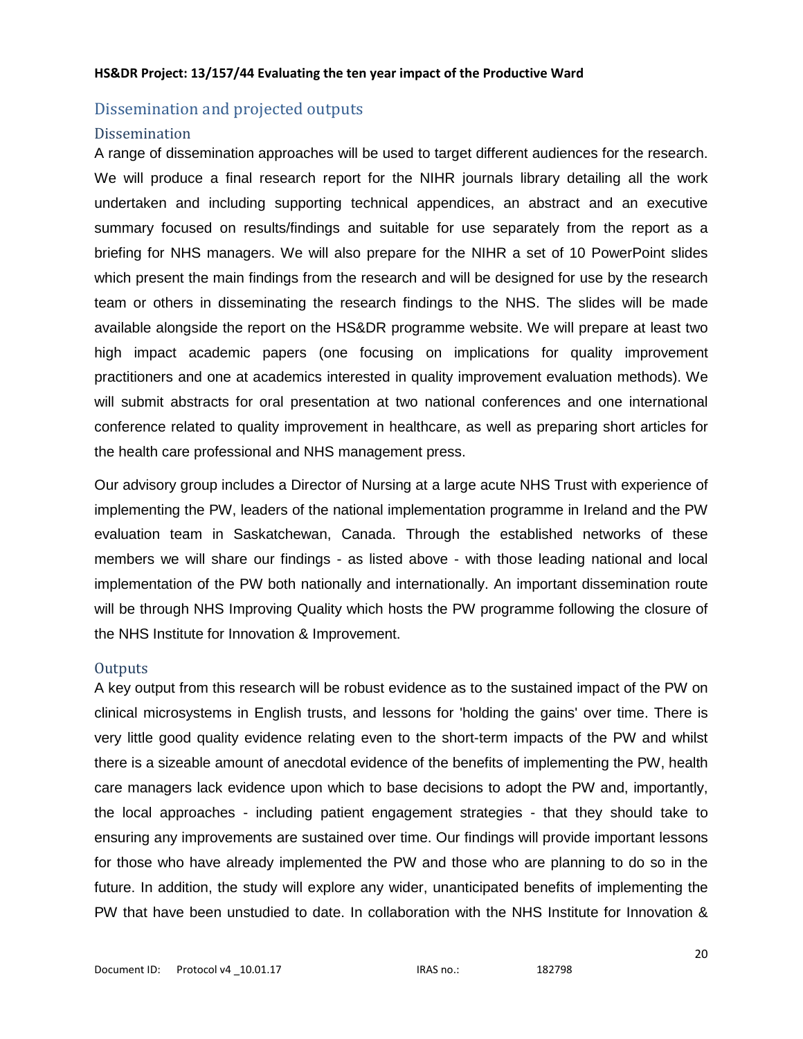## Dissemination and projected outputs

### Dissemination

A range of dissemination approaches will be used to target different audiences for the research. We will produce a final research report for the NIHR journals library detailing all the work undertaken and including supporting technical appendices, an abstract and an executive summary focused on results/findings and suitable for use separately from the report as a briefing for NHS managers. We will also prepare for the NIHR a set of 10 PowerPoint slides which present the main findings from the research and will be designed for use by the research team or others in disseminating the research findings to the NHS. The slides will be made available alongside the report on the HS&DR programme website. We will prepare at least two high impact academic papers (one focusing on implications for quality improvement practitioners and one at academics interested in quality improvement evaluation methods). We will submit abstracts for oral presentation at two national conferences and one international conference related to quality improvement in healthcare, as well as preparing short articles for the health care professional and NHS management press.

Our advisory group includes a Director of Nursing at a large acute NHS Trust with experience of implementing the PW, leaders of the national implementation programme in Ireland and the PW evaluation team in Saskatchewan, Canada. Through the established networks of these members we will share our findings - as listed above - with those leading national and local implementation of the PW both nationally and internationally. An important dissemination route will be through NHS Improving Quality which hosts the PW programme following the closure of the NHS Institute for Innovation & Improvement.

### Outputs

A key output from this research will be robust evidence as to the sustained impact of the PW on clinical microsystems in English trusts, and lessons for 'holding the gains' over time. There is very little good quality evidence relating even to the short-term impacts of the PW and whilst there is a sizeable amount of anecdotal evidence of the benefits of implementing the PW, health care managers lack evidence upon which to base decisions to adopt the PW and, importantly, the local approaches - including patient engagement strategies - that they should take to ensuring any improvements are sustained over time. Our findings will provide important lessons for those who have already implemented the PW and those who are planning to do so in the future. In addition, the study will explore any wider, unanticipated benefits of implementing the PW that have been unstudied to date. In collaboration with the NHS Institute for Innovation &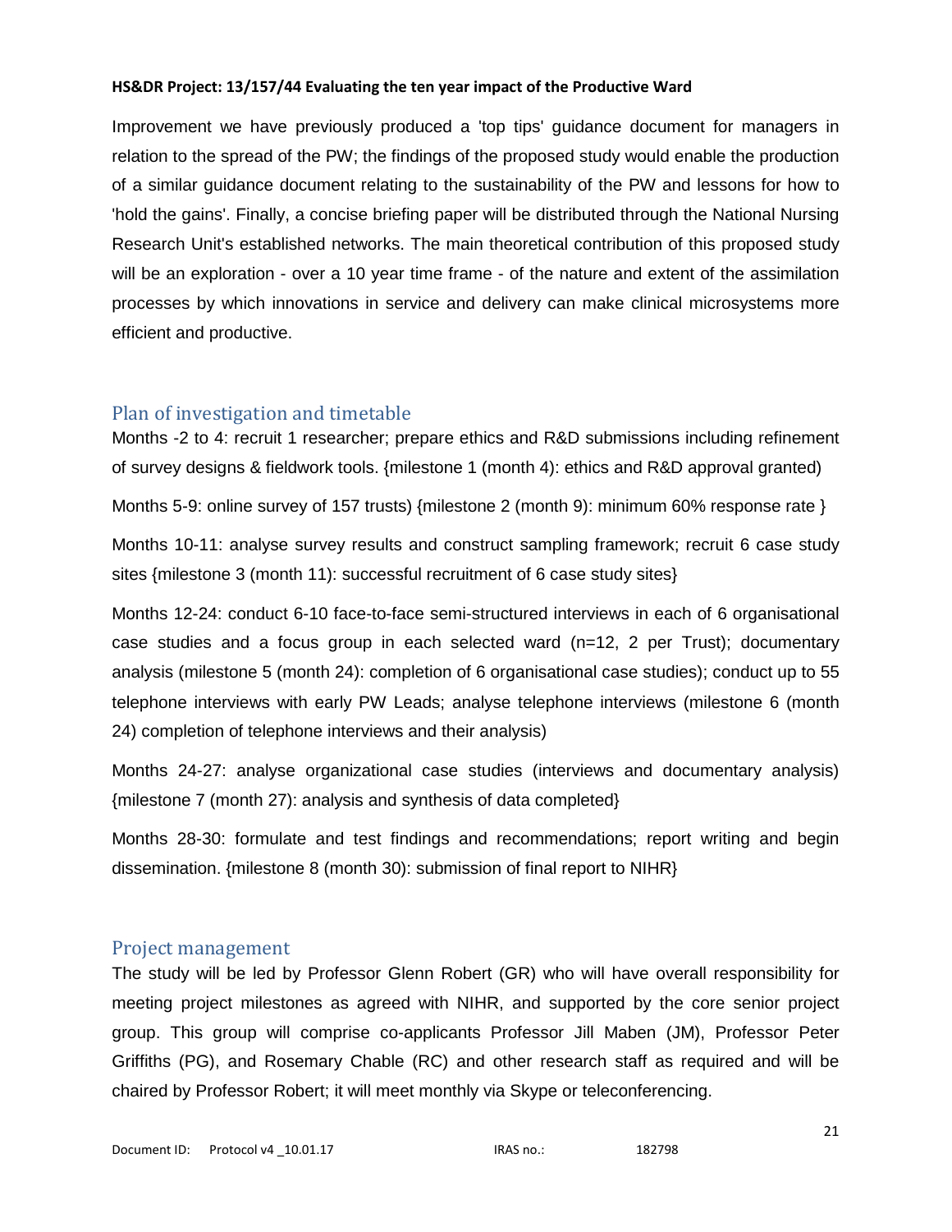Improvement we have previously produced a 'top tips' guidance document for managers in relation to the spread of the PW; the findings of the proposed study would enable the production of a similar guidance document relating to the sustainability of the PW and lessons for how to 'hold the gains'. Finally, a concise briefing paper will be distributed through the National Nursing Research Unit's established networks. The main theoretical contribution of this proposed study will be an exploration - over a 10 year time frame - of the nature and extent of the assimilation processes by which innovations in service and delivery can make clinical microsystems more efficient and productive.

## Plan of investigation and timetable

Months -2 to 4: recruit 1 researcher; prepare ethics and R&D submissions including refinement of survey designs & fieldwork tools. {milestone 1 (month 4): ethics and R&D approval granted)

Months 5-9: online survey of 157 trusts) {milestone 2 (month 9): minimum 60% response rate }

Months 10-11: analyse survey results and construct sampling framework; recruit 6 case study sites {milestone 3 (month 11): successful recruitment of 6 case study sites}

Months 12-24: conduct 6-10 face-to-face semi-structured interviews in each of 6 organisational case studies and a focus group in each selected ward (n=12, 2 per Trust); documentary analysis (milestone 5 (month 24): completion of 6 organisational case studies); conduct up to 55 telephone interviews with early PW Leads; analyse telephone interviews (milestone 6 (month 24) completion of telephone interviews and their analysis)

Months 24-27: analyse organizational case studies (interviews and documentary analysis) {milestone 7 (month 27): analysis and synthesis of data completed}

Months 28-30: formulate and test findings and recommendations; report writing and begin dissemination. {milestone 8 (month 30): submission of final report to NIHR}

## Project management

The study will be led by Professor Glenn Robert (GR) who will have overall responsibility for meeting project milestones as agreed with NIHR, and supported by the core senior project group. This group will comprise co-applicants Professor Jill Maben (JM), Professor Peter Griffiths (PG), and Rosemary Chable (RC) and other research staff as required and will be chaired by Professor Robert; it will meet monthly via Skype or teleconferencing.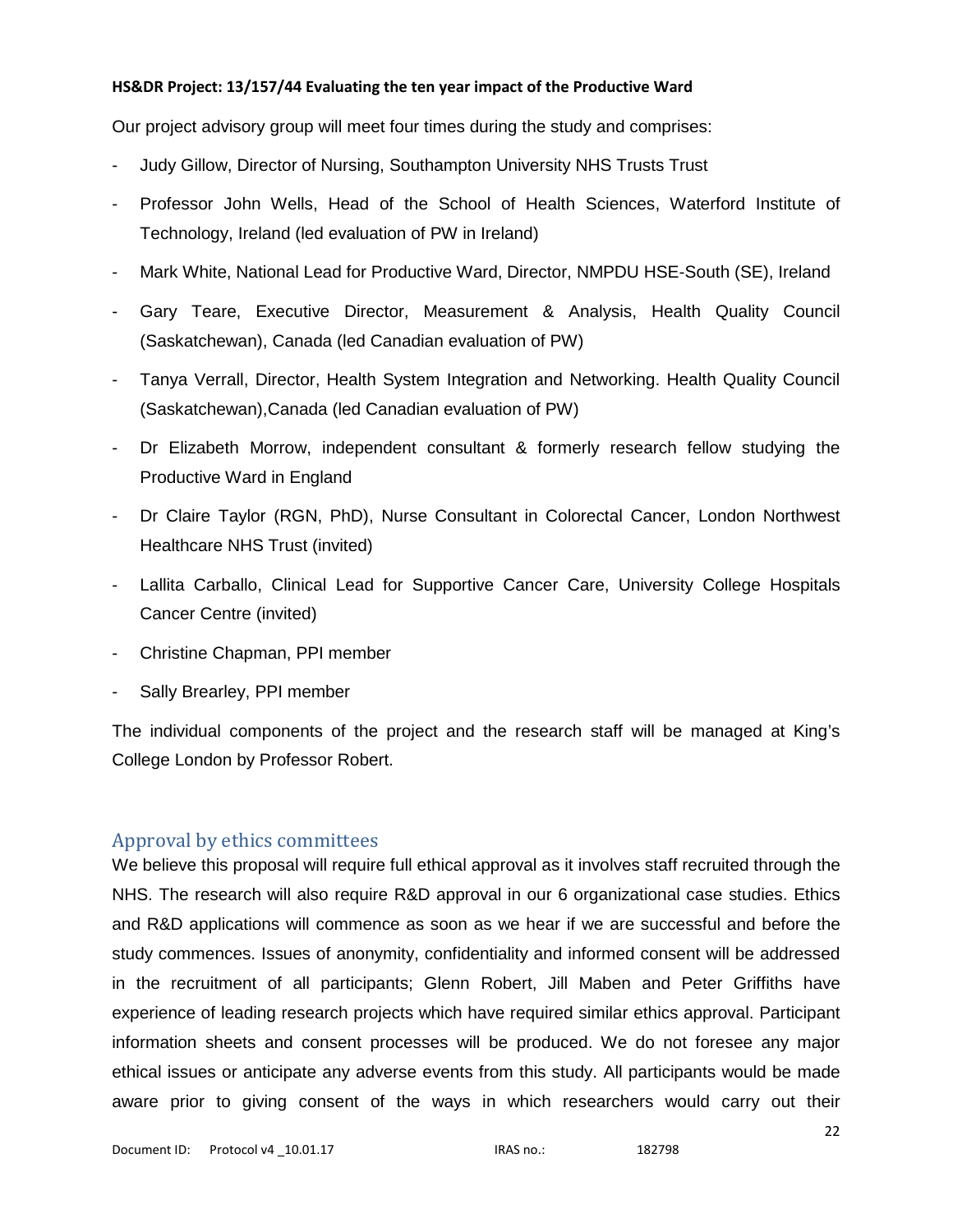Our project advisory group will meet four times during the study and comprises:

- Judy Gillow, Director of Nursing, Southampton University NHS Trusts Trust
- Professor John Wells, Head of the School of Health Sciences, Waterford Institute of Technology, Ireland (led evaluation of PW in Ireland)
- Mark White, National Lead for Productive Ward, Director, NMPDU HSE-South (SE), Ireland
- Gary Teare, Executive Director, Measurement & Analysis, Health Quality Council (Saskatchewan), Canada (led Canadian evaluation of PW)
- Tanya Verrall, Director, Health System Integration and Networking. Health Quality Council (Saskatchewan),Canada (led Canadian evaluation of PW)
- Dr Elizabeth Morrow, independent consultant & formerly research fellow studying the Productive Ward in England
- Dr Claire Taylor (RGN, PhD), Nurse Consultant in Colorectal Cancer, London Northwest Healthcare NHS Trust (invited)
- Lallita Carballo, Clinical Lead for Supportive Cancer Care, University College Hospitals Cancer Centre (invited)
- Christine Chapman, PPI member
- Sally Brearley, PPI member

The individual components of the project and the research staff will be managed at King's College London by Professor Robert.

## Approval by ethics committees

We believe this proposal will require full ethical approval as it involves staff recruited through the NHS. The research will also require R&D approval in our 6 organizational case studies. Ethics and R&D applications will commence as soon as we hear if we are successful and before the study commences. Issues of anonymity, confidentiality and informed consent will be addressed in the recruitment of all participants; Glenn Robert, Jill Maben and Peter Griffiths have experience of leading research projects which have required similar ethics approval. Participant information sheets and consent processes will be produced. We do not foresee any major ethical issues or anticipate any adverse events from this study. All participants would be made aware prior to giving consent of the ways in which researchers would carry out their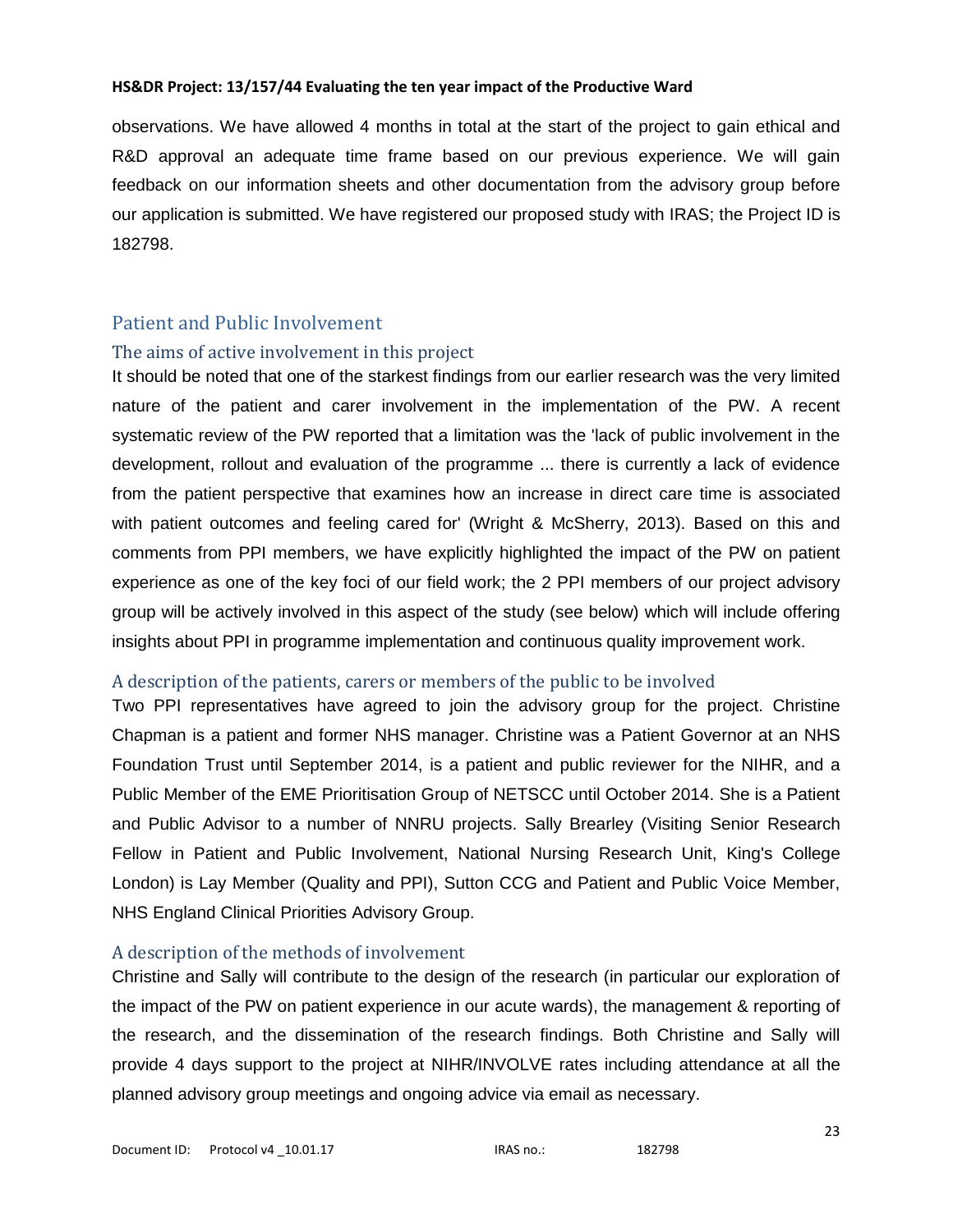observations. We have allowed 4 months in total at the start of the project to gain ethical and R&D approval an adequate time frame based on our previous experience. We will gain feedback on our information sheets and other documentation from the advisory group before our application is submitted. We have registered our proposed study with IRAS; the Project ID is 182798.

## Patient and Public Involvement

### The aims of active involvement in this project

It should be noted that one of the starkest findings from our earlier research was the very limited nature of the patient and carer involvement in the implementation of the PW. A recent systematic review of the PW reported that a limitation was the 'lack of public involvement in the development, rollout and evaluation of the programme ... there is currently a lack of evidence from the patient perspective that examines how an increase in direct care time is associated with patient outcomes and feeling cared for' (Wright & McSherry, 2013). Based on this and comments from PPI members, we have explicitly highlighted the impact of the PW on patient experience as one of the key foci of our field work; the 2 PPI members of our project advisory group will be actively involved in this aspect of the study (see below) which will include offering insights about PPI in programme implementation and continuous quality improvement work.

### A description of the patients, carers or members of the public to be involved

Two PPI representatives have agreed to join the advisory group for the project. Christine Chapman is a patient and former NHS manager. Christine was a Patient Governor at an NHS Foundation Trust until September 2014, is a patient and public reviewer for the NIHR, and a Public Member of the EME Prioritisation Group of NETSCC until October 2014. She is a Patient and Public Advisor to a number of NNRU projects. Sally Brearley (Visiting Senior Research Fellow in Patient and Public Involvement, National Nursing Research Unit, King's College London) is Lay Member (Quality and PPI), Sutton CCG and Patient and Public Voice Member, NHS England Clinical Priorities Advisory Group.

### A description of the methods of involvement

Christine and Sally will contribute to the design of the research (in particular our exploration of the impact of the PW on patient experience in our acute wards), the management & reporting of the research, and the dissemination of the research findings. Both Christine and Sally will provide 4 days support to the project at NIHR/INVOLVE rates including attendance at all the planned advisory group meetings and ongoing advice via email as necessary.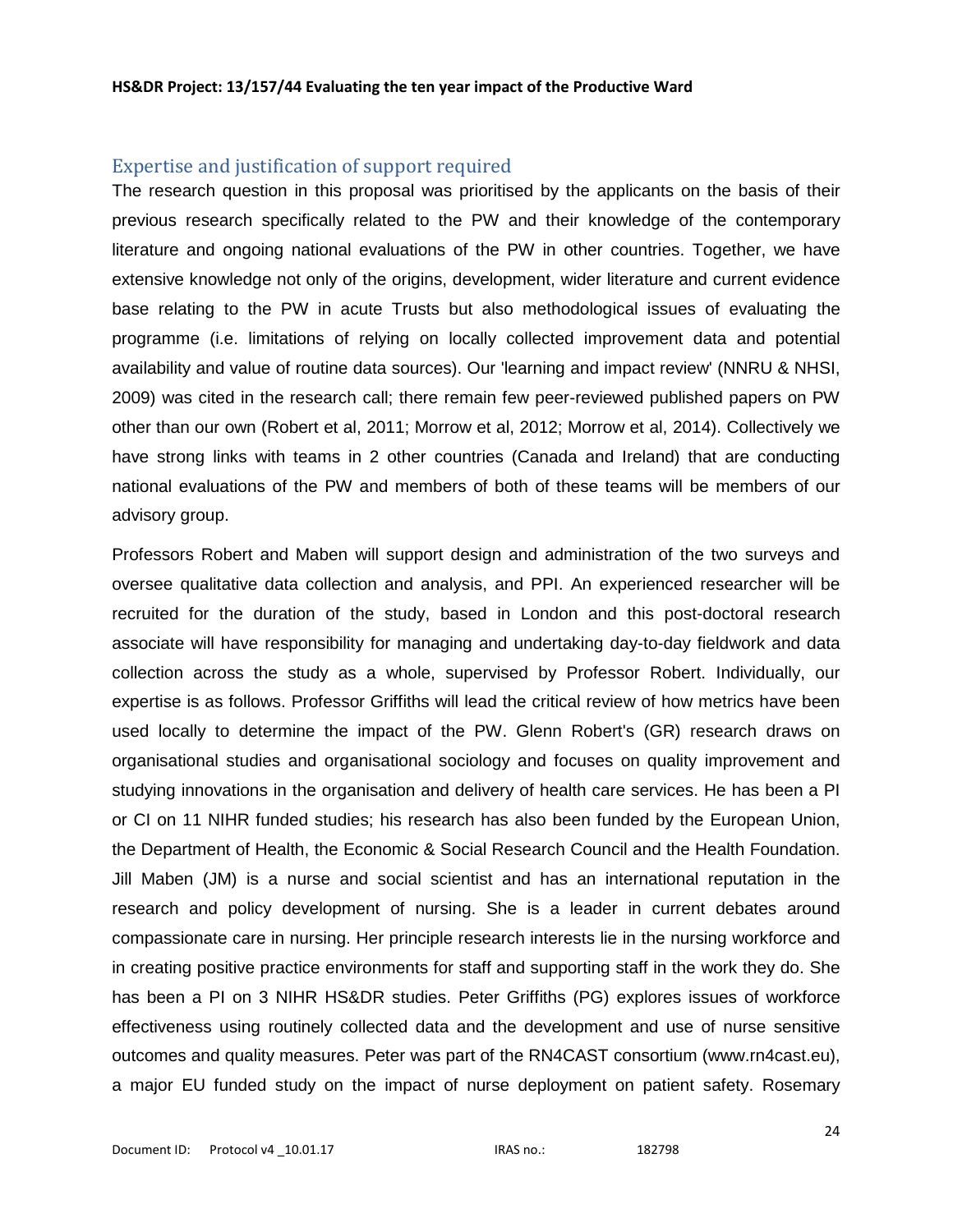## Expertise and justification of support required

The research question in this proposal was prioritised by the applicants on the basis of their previous research specifically related to the PW and their knowledge of the contemporary literature and ongoing national evaluations of the PW in other countries. Together, we have extensive knowledge not only of the origins, development, wider literature and current evidence base relating to the PW in acute Trusts but also methodological issues of evaluating the programme (i.e. limitations of relying on locally collected improvement data and potential availability and value of routine data sources). Our 'learning and impact review' (NNRU & NHSI, 2009) was cited in the research call; there remain few peer-reviewed published papers on PW other than our own (Robert et al, 2011; Morrow et al, 2012; Morrow et al, 2014). Collectively we have strong links with teams in 2 other countries (Canada and Ireland) that are conducting national evaluations of the PW and members of both of these teams will be members of our advisory group.

Professors Robert and Maben will support design and administration of the two surveys and oversee qualitative data collection and analysis, and PPI. An experienced researcher will be recruited for the duration of the study, based in London and this post-doctoral research associate will have responsibility for managing and undertaking day-to-day fieldwork and data collection across the study as a whole, supervised by Professor Robert. Individually, our expertise is as follows. Professor Griffiths will lead the critical review of how metrics have been used locally to determine the impact of the PW. Glenn Robert's (GR) research draws on organisational studies and organisational sociology and focuses on quality improvement and studying innovations in the organisation and delivery of health care services. He has been a PI or CI on 11 NIHR funded studies; his research has also been funded by the European Union, the Department of Health, the Economic & Social Research Council and the Health Foundation. Jill Maben (JM) is a nurse and social scientist and has an international reputation in the research and policy development of nursing. She is a leader in current debates around compassionate care in nursing. Her principle research interests lie in the nursing workforce and in creating positive practice environments for staff and supporting staff in the work they do. She has been a PI on 3 NIHR HS&DR studies. Peter Griffiths (PG) explores issues of workforce effectiveness using routinely collected data and the development and use of nurse sensitive outcomes and quality measures. Peter was part of the RN4CAST consortium (www.rn4cast.eu), a major EU funded study on the impact of nurse deployment on patient safety. Rosemary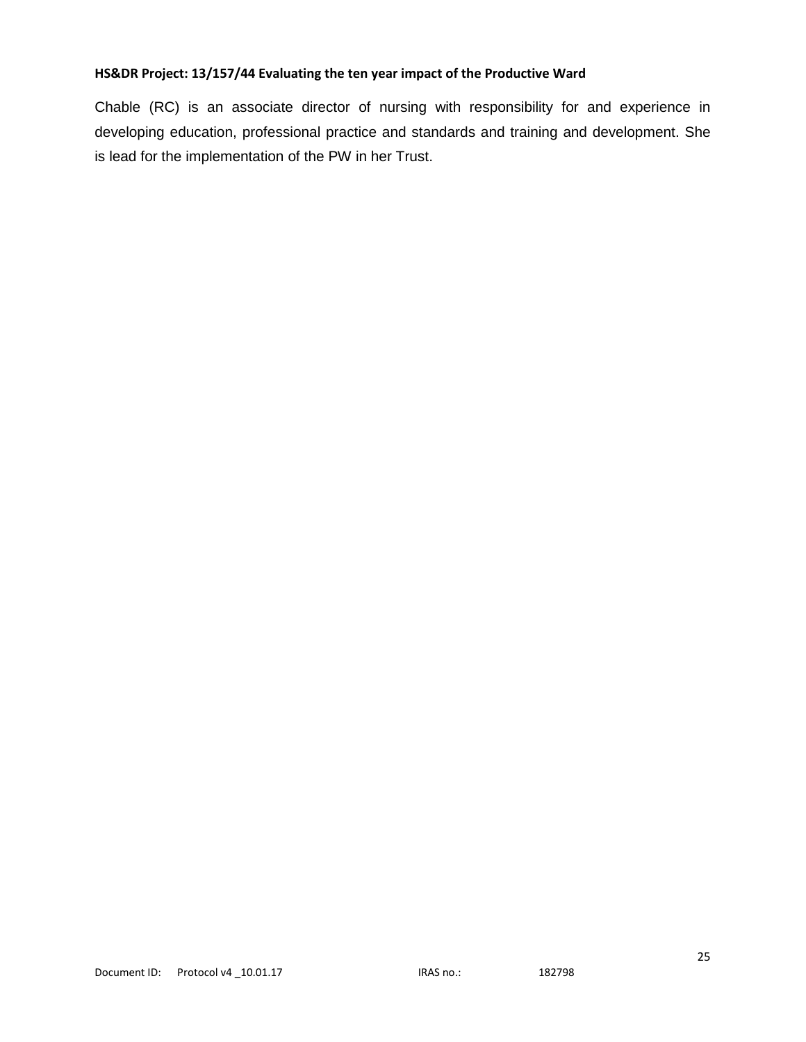Chable (RC) is an associate director of nursing with responsibility for and experience in developing education, professional practice and standards and training and development. She is lead for the implementation of the PW in her Trust.